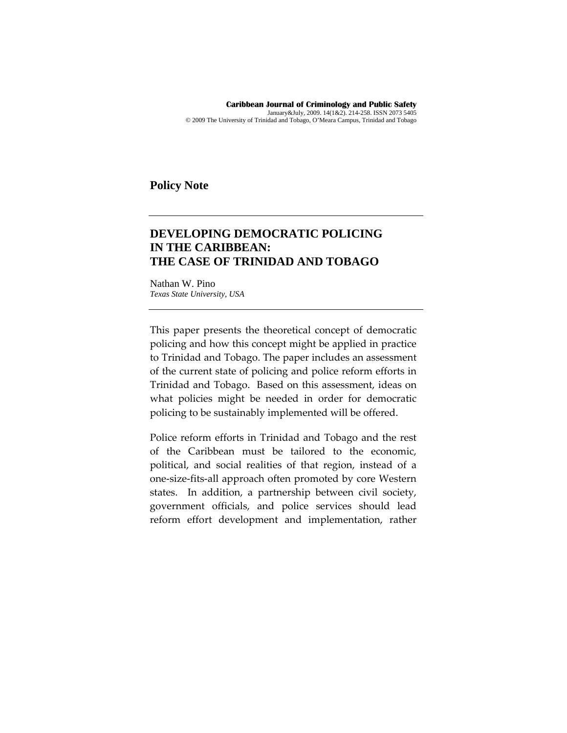**Policy Note**

# DEVELOPING DEMOCRATIC POLICING IN THE CARIBBEAN: THE CASE OF TRINIDAD AND TOBAGO

Nathan W. Pino
*Texas State University, USA*

This paper presents the theoretical concept of democratic policing and how this concept might be applied in practice to Trinidad and Tobago. The paper includes an assessment of the current state of policing and police reform efforts in Trinidad and Tobago. Based on this assessment, ideas on what policies might be needed in order for democratic policing to be sustainably implemented will be offered.

Police reform efforts in Trinidad and Tobago and the rest of the Caribbean must be tailored to the economic, political, and social realities of that region, instead of a one-size-fits-all approach often promoted by core Western states. In addition, a partnership between civil society, government officials, and police services should lead reform effort development and implementation, rather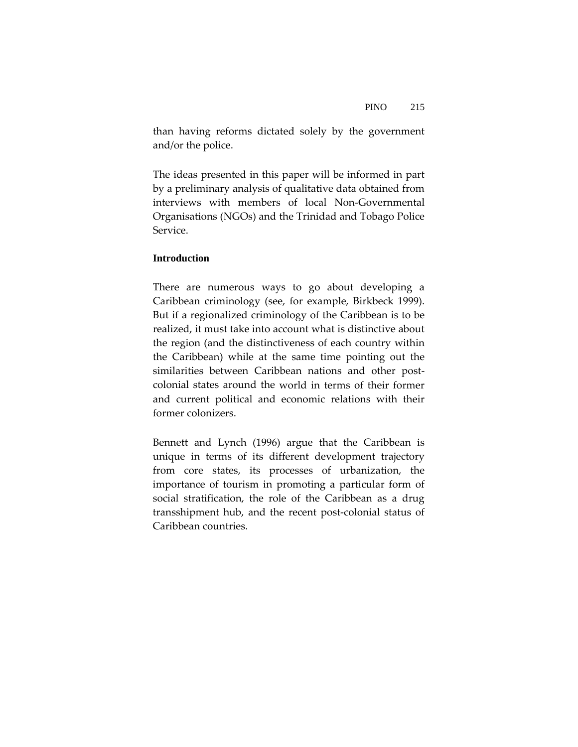than having reforms dictated solely by the government and/or the police.

The ideas presented in this paper will be informed in part by a preliminary analysis of qualitative data obtained from interviews with members of local Non-Governmental Organisations (NGOs) and the Trinidad and Tobago Police Service.

## Introduction

There are numerous ways to go about developing a Caribbean criminology (see, for example, Birkbeck 1999). But if a regionalized criminology of the Caribbean is to be realized, it must take into account what is distinctive about the region (and the distinctiveness of each country within the Caribbean) while at the same time pointing out the similarities between Caribbean nations and other post-colonial states around the world in terms of their former and current political and economic relations with their former colonizers.

Bennett and Lynch (1996) argue that the Caribbean is unique in terms of its different development trajectory from core states, its processes of urbanization, the importance of tourism in promoting a particular form of social stratification, the role of the Caribbean as a drug transshipment hub, and the recent post-colonial status of Caribbean countries.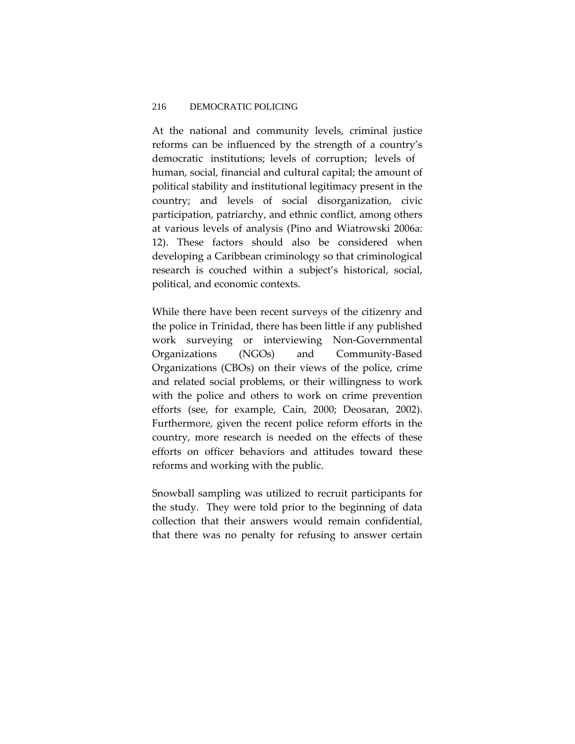At the national and community levels, criminal justice reforms can be influenced by the strength of a country's democratic institutions; levels of corruption; levels of human, social, financial and cultural capital; the amount of political stability and institutional legitimacy present in the country; and levels of social disorganization, civic participation, patriarchy, and ethnic conflict, among others at various levels of analysis (Pino and Wiatrowski 2006a: 12). These factors should also be considered when developing a Caribbean criminology so that criminological research is couched within a subject's historical, social, political, and economic contexts.

While there have been recent surveys of the citizenry and the police in Trinidad, there has been little if any published work surveying or interviewing Non-Governmental Organizations (NGOs) and Community-Based Organizations (CBOs) on their views of the police, crime and related social problems, or their willingness to work with the police and others to work on crime prevention efforts (see, for example, Cain, 2000; Deosaran, 2002). Furthermore, given the recent police reform efforts in the country, more research is needed on the effects of these efforts on officer behaviors and attitudes toward these reforms and working with the public.

Snowball sampling was utilized to recruit participants for the study. They were told prior to the beginning of data collection that their answers would remain confidential, that there was no penalty for refusing to answer certain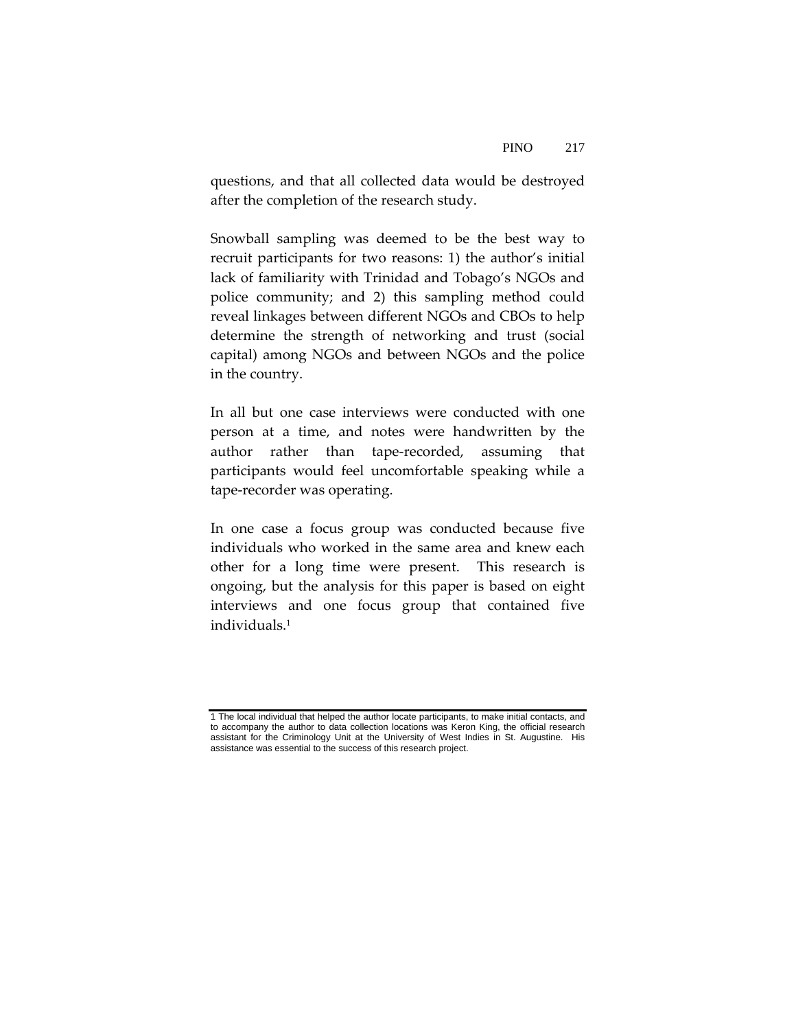questions, and that all collected data would be destroyed after the completion of the research study.

Snowball sampling was deemed to be the best way to recruit participants for two reasons: 1) the author's initial lack of familiarity with Trinidad and Tobago's NGOs and police community; and 2) this sampling method could reveal linkages between different NGOs and CBOs to help determine the strength of networking and trust (social capital) among NGOs and between NGOs and the police in the country.

In all but one case interviews were conducted with one person at a time, and notes were handwritten by the author rather than tape-recorded, assuming that participants would feel uncomfortable speaking while a tape-recorder was operating.

In one case a focus group was conducted because five individuals who worked in the same area and knew each other for a long time were present. This research is ongoing, but the analysis for this paper is based on eight interviews and one focus group that contained five individuals.[1]

---

1 The local individual that helped the author locate participants, to make initial contacts, and to accompany the author to data collection locations was Keron King, the official research assistant for the Criminology Unit at the University of West Indies in St. Augustine. His assistance was essential to the success of this research project.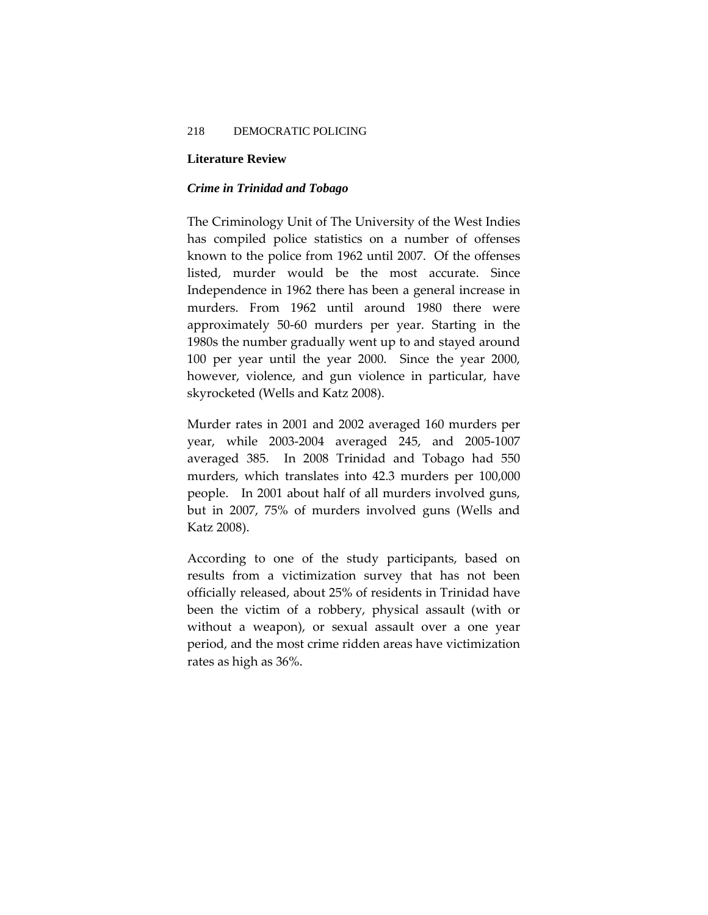## Literature Review

### *Crime in Trinidad and Tobago*

The Criminology Unit of The University of the West Indies has compiled police statistics on a number of offenses known to the police from 1962 until 2007. Of the offenses listed, murder would be the most accurate. Since Independence in 1962 there has been a general increase in murders. From 1962 until around 1980 there were approximately 50-60 murders per year. Starting in the 1980s the number gradually went up to and stayed around 100 per year until the year 2000. Since the year 2000, however, violence, and gun violence in particular, have skyrocketed (Wells and Katz 2008).

Murder rates in 2001 and 2002 averaged 160 murders per year, while 2003-2004 averaged 245, and 2005-1007 averaged 385. In 2008 Trinidad and Tobago had 550 murders, which translates into 42.3 murders per 100,000 people. In 2001 about half of all murders involved guns, but in 2007, 75% of murders involved guns (Wells and Katz 2008).

According to one of the study participants, based on results from a victimization survey that has not been officially released, about 25% of residents in Trinidad have been the victim of a robbery, physical assault (with or without a weapon), or sexual assault over a one year period, and the most crime ridden areas have victimization rates as high as 36%.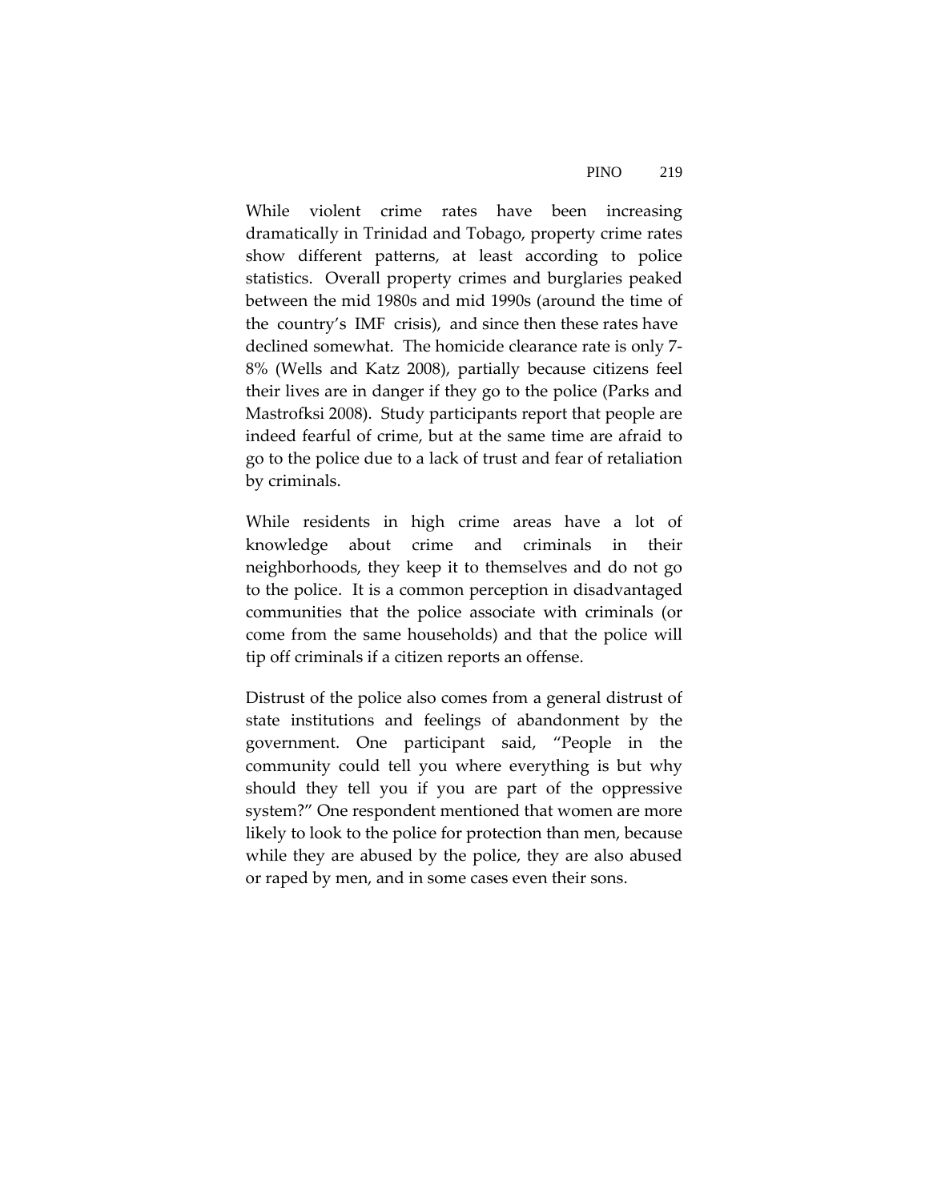While violent crime rates have been increasing dramatically in Trinidad and Tobago, property crime rates show different patterns, at least according to police statistics. Overall property crimes and burglaries peaked between the mid 1980s and mid 1990s (around the time of the country's IMF crisis), and since then these rates have declined somewhat. The homicide clearance rate is only 7-8% (Wells and Katz 2008), partially because citizens feel their lives are in danger if they go to the police (Parks and Mastrofksi 2008). Study participants report that people are indeed fearful of crime, but at the same time are afraid to go to the police due to a lack of trust and fear of retaliation by criminals.

While residents in high crime areas have a lot of knowledge about crime and criminals in their neighborhoods, they keep it to themselves and do not go to the police. It is a common perception in disadvantaged communities that the police associate with criminals (or come from the same households) and that the police will tip off criminals if a citizen reports an offense.

Distrust of the police also comes from a general distrust of state institutions and feelings of abandonment by the government. One participant said, "People in the community could tell you where everything is but why should they tell you if you are part of the oppressive system?" One respondent mentioned that women are more likely to look to the police for protection than men, because while they are abused by the police, they are also abused or raped by men, and in some cases even their sons.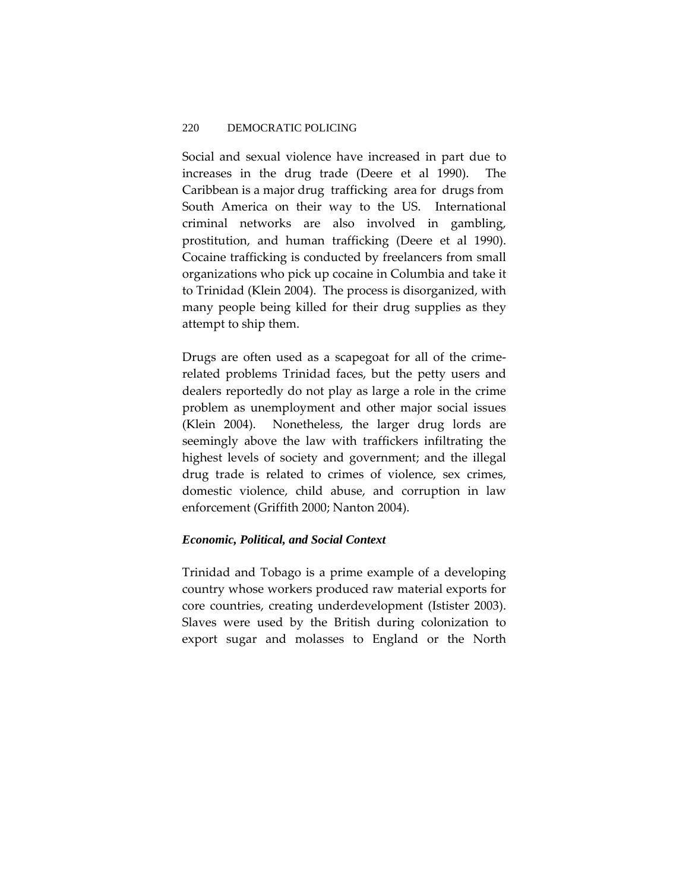Social and sexual violence have increased in part due to increases in the drug trade (Deere et al 1990). The Caribbean is a major drug trafficking area for drugs from South America on their way to the US. International criminal networks are also involved in gambling, prostitution, and human trafficking (Deere et al 1990). Cocaine trafficking is conducted by freelancers from small organizations who pick up cocaine in Columbia and take it to Trinidad (Klein 2004). The process is disorganized, with many people being killed for their drug supplies as they attempt to ship them.

Drugs are often used as a scapegoat for all of the crime-related problems Trinidad faces, but the petty users and dealers reportedly do not play as large a role in the crime problem as unemployment and other major social issues (Klein 2004). Nonetheless, the larger drug lords are seemingly above the law with traffickers infiltrating the highest levels of society and government; and the illegal drug trade is related to crimes of violence, sex crimes, domestic violence, child abuse, and corruption in law enforcement (Griffith 2000; Nanton 2004).

### *Economic, Political, and Social Context*

Trinidad and Tobago is a prime example of a developing country whose workers produced raw material exports for core countries, creating underdevelopment (Istister 2003). Slaves were used by the British during colonization to export sugar and molasses to England or the North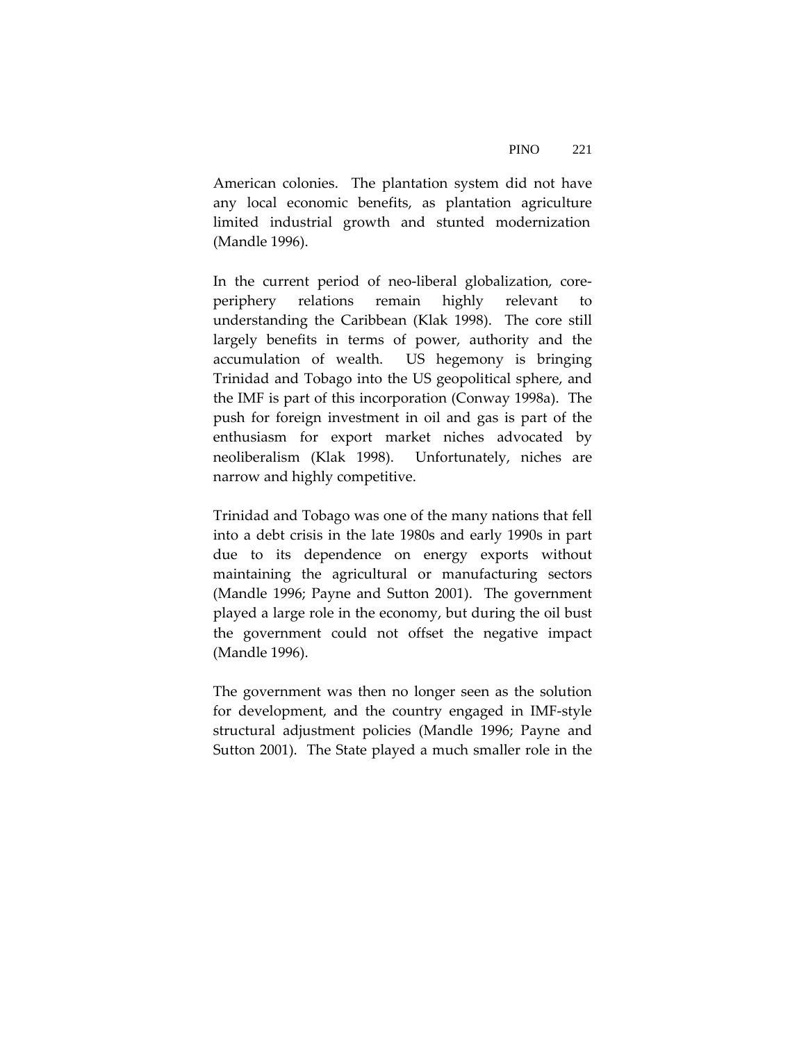American colonies. The plantation system did not have any local economic benefits, as plantation agriculture limited industrial growth and stunted modernization (Mandle 1996).

In the current period of neo-liberal globalization, core-periphery relations remain highly relevant to understanding the Caribbean (Klak 1998). The core still largely benefits in terms of power, authority and the accumulation of wealth. US hegemony is bringing Trinidad and Tobago into the US geopolitical sphere, and the IMF is part of this incorporation (Conway 1998a). The push for foreign investment in oil and gas is part of the enthusiasm for export market niches advocated by neoliberalism (Klak 1998). Unfortunately, niches are narrow and highly competitive.

Trinidad and Tobago was one of the many nations that fell into a debt crisis in the late 1980s and early 1990s in part due to its dependence on energy exports without maintaining the agricultural or manufacturing sectors (Mandle 1996; Payne and Sutton 2001). The government played a large role in the economy, but during the oil bust the government could not offset the negative impact (Mandle 1996).

The government was then no longer seen as the solution for development, and the country engaged in IMF-style structural adjustment policies (Mandle 1996; Payne and Sutton 2001). The State played a much smaller role in the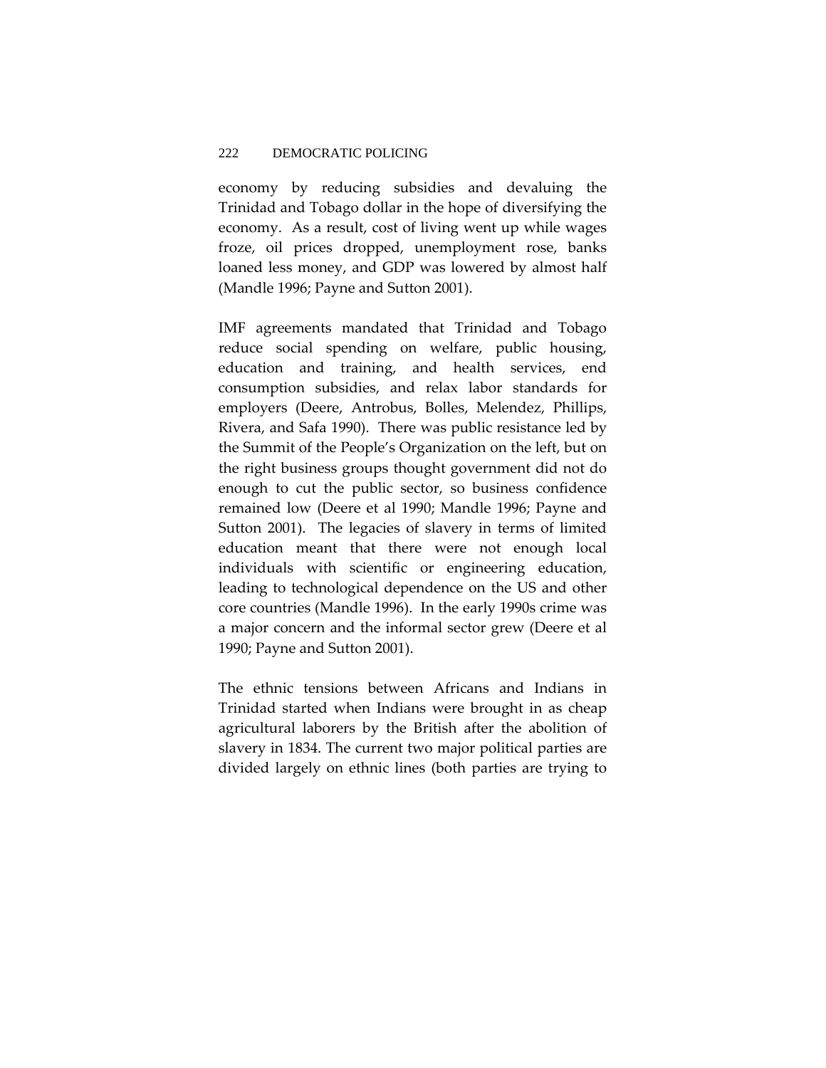economy by reducing subsidies and devaluing the Trinidad and Tobago dollar in the hope of diversifying the economy. As a result, cost of living went up while wages froze, oil prices dropped, unemployment rose, banks loaned less money, and GDP was lowered by almost half (Mandle 1996; Payne and Sutton 2001).

IMF agreements mandated that Trinidad and Tobago reduce social spending on welfare, public housing, education and training, and health services, end consumption subsidies, and relax labor standards for employers (Deere, Antrobus, Bolles, Melendez, Phillips, Rivera, and Safa 1990). There was public resistance led by the Summit of the People's Organization on the left, but on the right business groups thought government did not do enough to cut the public sector, so business confidence remained low (Deere et al 1990; Mandle 1996; Payne and Sutton 2001). The legacies of slavery in terms of limited education meant that there were not enough local individuals with scientific or engineering education, leading to technological dependence on the US and other core countries (Mandle 1996). In the early 1990s crime was a major concern and the informal sector grew (Deere et al 1990; Payne and Sutton 2001).

The ethnic tensions between Africans and Indians in Trinidad started when Indians were brought in as cheap agricultural laborers by the British after the abolition of slavery in 1834. The current two major political parties are divided largely on ethnic lines (both parties are trying to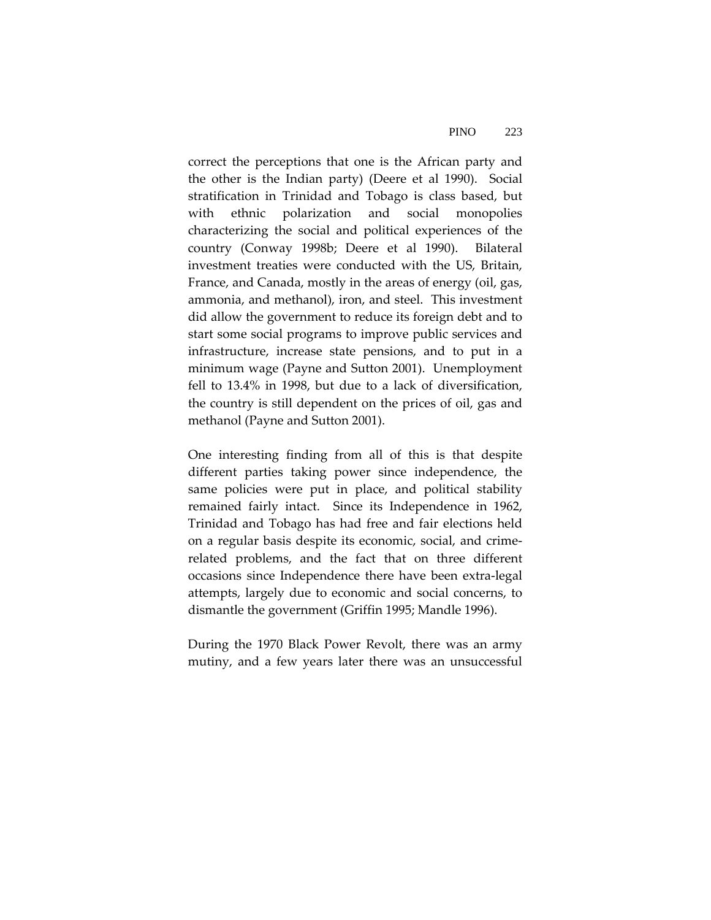correct the perceptions that one is the African party and the other is the Indian party) (Deere et al 1990). Social stratification in Trinidad and Tobago is class based, but with ethnic polarization and social monopolies characterizing the social and political experiences of the country (Conway 1998b; Deere et al 1990). Bilateral investment treaties were conducted with the US, Britain, France, and Canada, mostly in the areas of energy (oil, gas, ammonia, and methanol), iron, and steel. This investment did allow the government to reduce its foreign debt and to start some social programs to improve public services and infrastructure, increase state pensions, and to put in a minimum wage (Payne and Sutton 2001). Unemployment fell to 13.4% in 1998, but due to a lack of diversification, the country is still dependent on the prices of oil, gas and methanol (Payne and Sutton 2001).

One interesting finding from all of this is that despite different parties taking power since independence, the same policies were put in place, and political stability remained fairly intact. Since its Independence in 1962, Trinidad and Tobago has had free and fair elections held on a regular basis despite its economic, social, and crime-related problems, and the fact that on three different occasions since Independence there have been extra-legal attempts, largely due to economic and social concerns, to dismantle the government (Griffin 1995; Mandle 1996).

During the 1970 Black Power Revolt, there was an army mutiny, and a few years later there was an unsuccessful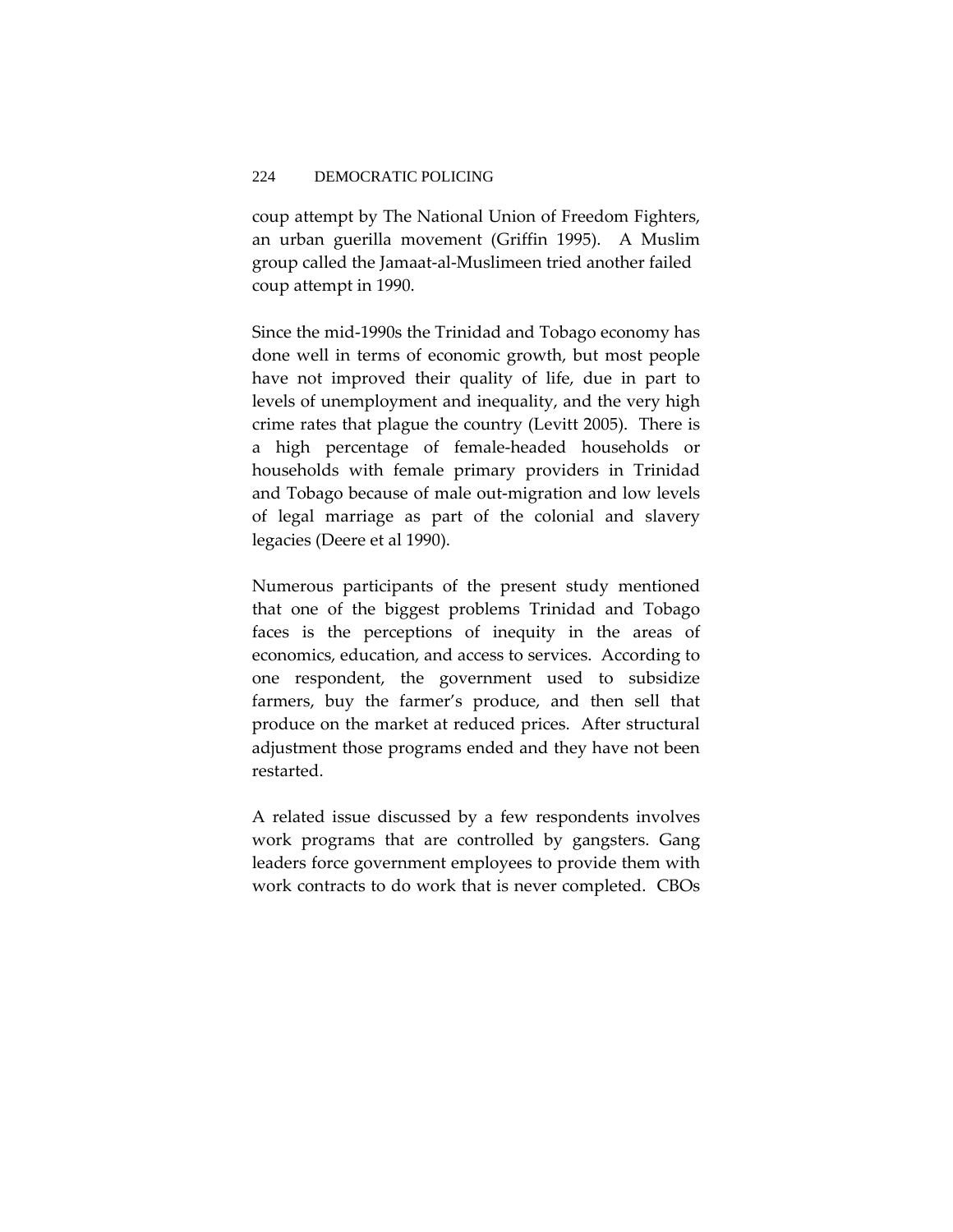coup attempt by The National Union of Freedom Fighters, an urban guerilla movement (Griffin 1995). A Muslim group called the Jamaat-al-Muslimeen tried another failed coup attempt in 1990.

Since the mid-1990s the Trinidad and Tobago economy has done well in terms of economic growth, but most people have not improved their quality of life, due in part to levels of unemployment and inequality, and the very high crime rates that plague the country (Levitt 2005). There is a high percentage of female-headed households or households with female primary providers in Trinidad and Tobago because of male out-migration and low levels of legal marriage as part of the colonial and slavery legacies (Deere et al 1990).

Numerous participants of the present study mentioned that one of the biggest problems Trinidad and Tobago faces is the perceptions of inequity in the areas of economics, education, and access to services. According to one respondent, the government used to subsidize farmers, buy the farmer's produce, and then sell that produce on the market at reduced prices. After structural adjustment those programs ended and they have not been restarted.

A related issue discussed by a few respondents involves work programs that are controlled by gangsters. Gang leaders force government employees to provide them with work contracts to do work that is never completed. CBOs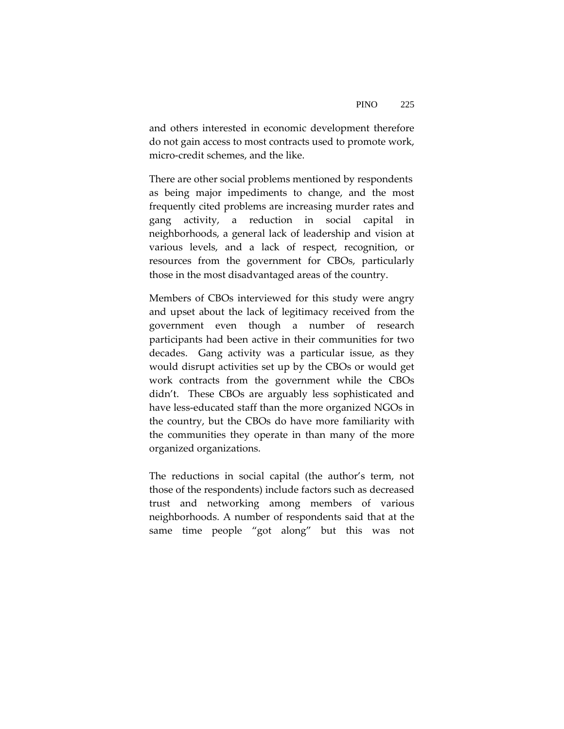and others interested in economic development therefore do not gain access to most contracts used to promote work, micro-credit schemes, and the like.

There are other social problems mentioned by respondents as being major impediments to change, and the most frequently cited problems are increasing murder rates and gang activity, a reduction in social capital in neighborhoods, a general lack of leadership and vision at various levels, and a lack of respect, recognition, or resources from the government for CBOs, particularly those in the most disadvantaged areas of the country.

Members of CBOs interviewed for this study were angry and upset about the lack of legitimacy received from the government even though a number of research participants had been active in their communities for two decades. Gang activity was a particular issue, as they would disrupt activities set up by the CBOs or would get work contracts from the government while the CBOs didn't. These CBOs are arguably less sophisticated and have less-educated staff than the more organized NGOs in the country, but the CBOs do have more familiarity with the communities they operate in than many of the more organized organizations.

The reductions in social capital (the author's term, not those of the respondents) include factors such as decreased trust and networking among members of various neighborhoods. A number of respondents said that at the same time people "got along" but this was not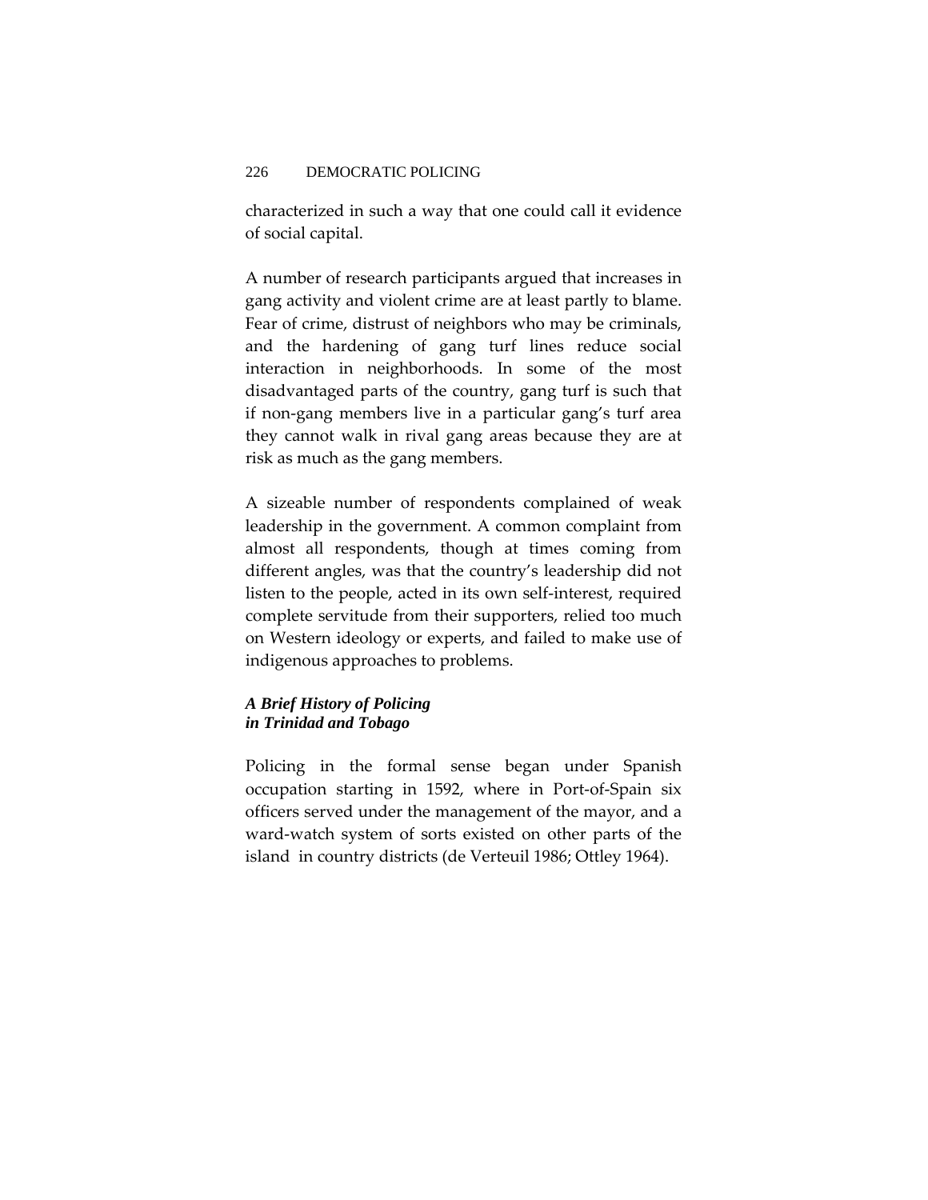characterized in such a way that one could call it evidence of social capital.

A number of research participants argued that increases in gang activity and violent crime are at least partly to blame. Fear of crime, distrust of neighbors who may be criminals, and the hardening of gang turf lines reduce social interaction in neighborhoods. In some of the most disadvantaged parts of the country, gang turf is such that if non-gang members live in a particular gang's turf area they cannot walk in rival gang areas because they are at risk as much as the gang members.

A sizeable number of respondents complained of weak leadership in the government. A common complaint from almost all respondents, though at times coming from different angles, was that the country's leadership did not listen to the people, acted in its own self-interest, required complete servitude from their supporters, relied too much on Western ideology or experts, and failed to make use of indigenous approaches to problems.

### *A Brief History of Policing in Trinidad and Tobago*

Policing in the formal sense began under Spanish occupation starting in 1592, where in Port-of-Spain six officers served under the management of the mayor, and a ward-watch system of sorts existed on other parts of the island in country districts (de Verteuil 1986; Ottley 1964).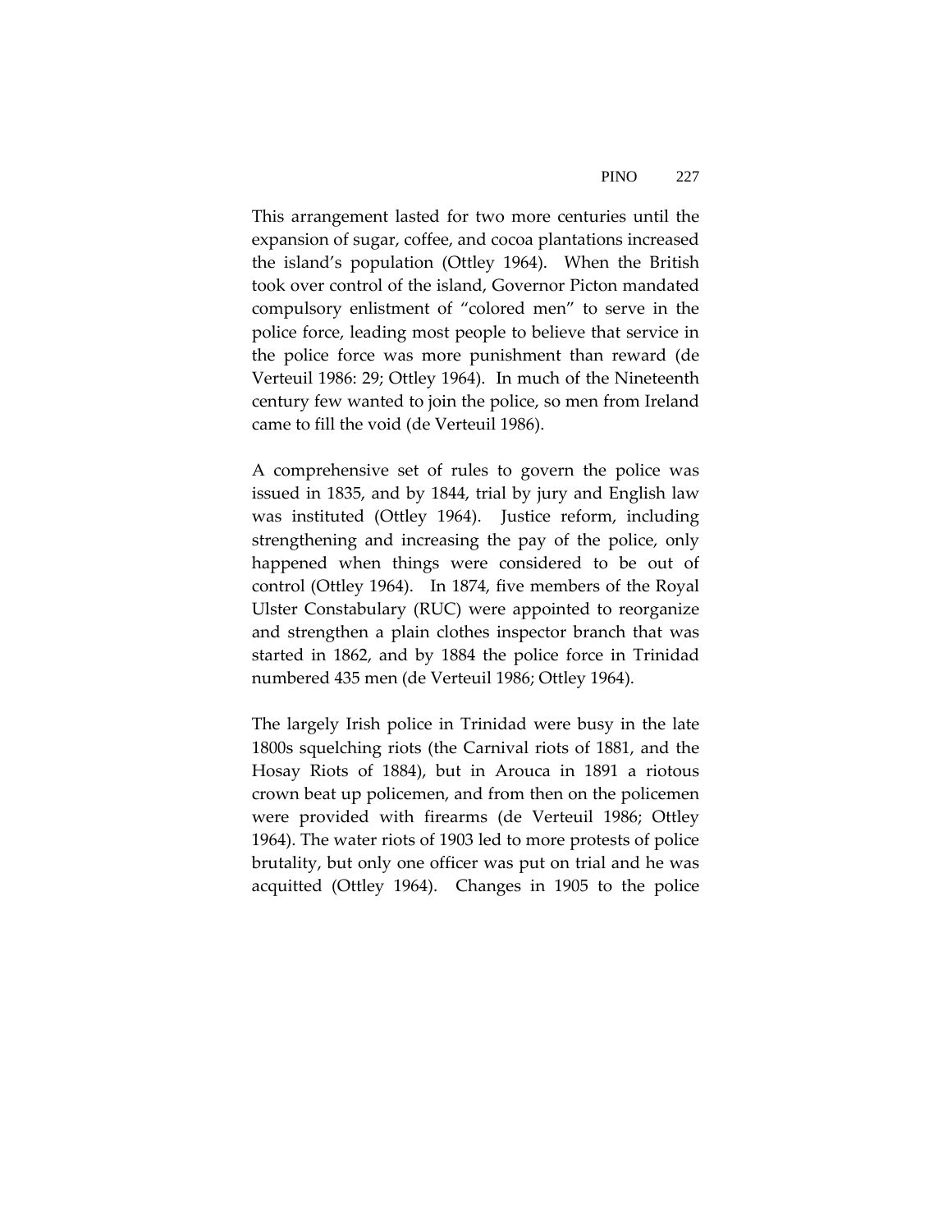This arrangement lasted for two more centuries until the expansion of sugar, coffee, and cocoa plantations increased the island's population (Ottley 1964). When the British took over control of the island, Governor Picton mandated compulsory enlistment of "colored men" to serve in the police force, leading most people to believe that service in the police force was more punishment than reward (de Verteuil 1986: 29; Ottley 1964). In much of the Nineteenth century few wanted to join the police, so men from Ireland came to fill the void (de Verteuil 1986).

A comprehensive set of rules to govern the police was issued in 1835, and by 1844, trial by jury and English law was instituted (Ottley 1964). Justice reform, including strengthening and increasing the pay of the police, only happened when things were considered to be out of control (Ottley 1964). In 1874, five members of the Royal Ulster Constabulary (RUC) were appointed to reorganize and strengthen a plain clothes inspector branch that was started in 1862, and by 1884 the police force in Trinidad numbered 435 men (de Verteuil 1986; Ottley 1964).

The largely Irish police in Trinidad were busy in the late 1800s squelching riots (the Carnival riots of 1881, and the Hosay Riots of 1884), but in Arouca in 1891 a riotous crown beat up policemen, and from then on the policemen were provided with firearms (de Verteuil 1986; Ottley 1964). The water riots of 1903 led to more protests of police brutality, but only one officer was put on trial and he was acquitted (Ottley 1964). Changes in 1905 to the police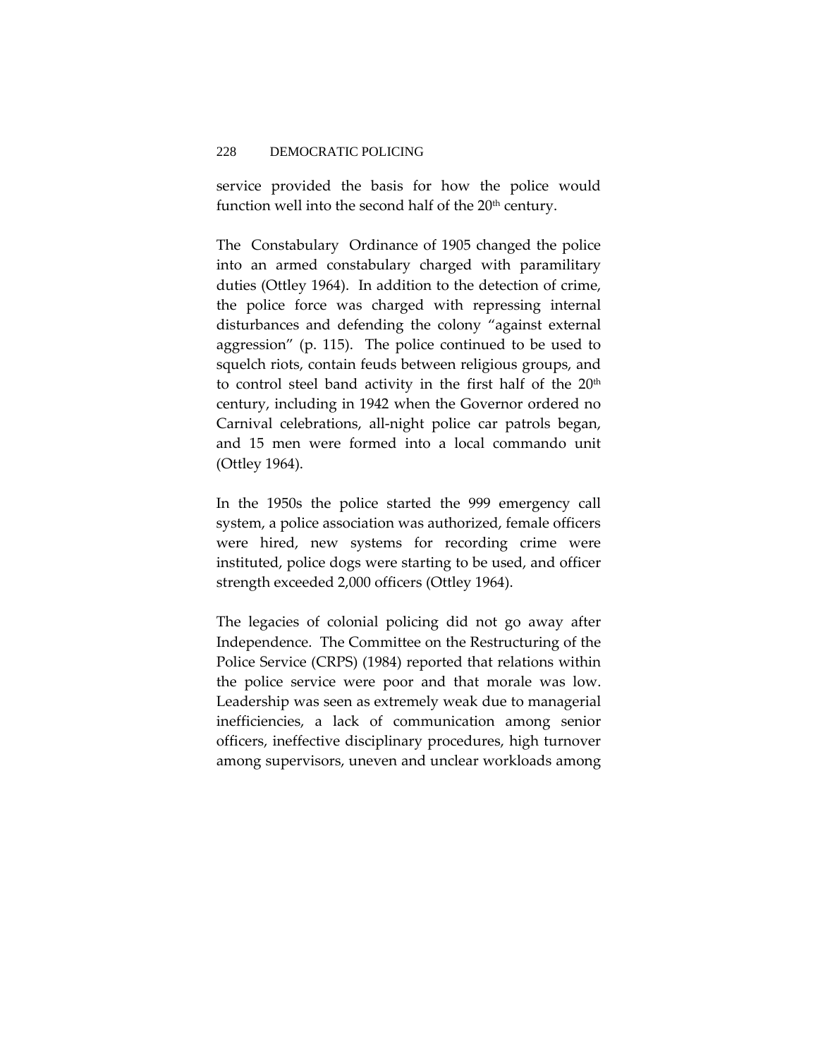service provided the basis for how the police would function well into the second half of the 20th century.

The Constabulary Ordinance of 1905 changed the police into an armed constabulary charged with paramilitary duties (Ottley 1964). In addition to the detection of crime, the police force was charged with repressing internal disturbances and defending the colony "against external aggression" (p. 115). The police continued to be used to squelch riots, contain feuds between religious groups, and to control steel band activity in the first half of the 20th century, including in 1942 when the Governor ordered no Carnival celebrations, all-night police car patrols began, and 15 men were formed into a local commando unit (Ottley 1964).

In the 1950s the police started the 999 emergency call system, a police association was authorized, female officers were hired, new systems for recording crime were instituted, police dogs were starting to be used, and officer strength exceeded 2,000 officers (Ottley 1964).

The legacies of colonial policing did not go away after Independence. The Committee on the Restructuring of the Police Service (CRPS) (1984) reported that relations within the police service were poor and that morale was low. Leadership was seen as extremely weak due to managerial inefficiencies, a lack of communication among senior officers, ineffective disciplinary procedures, high turnover among supervisors, uneven and unclear workloads among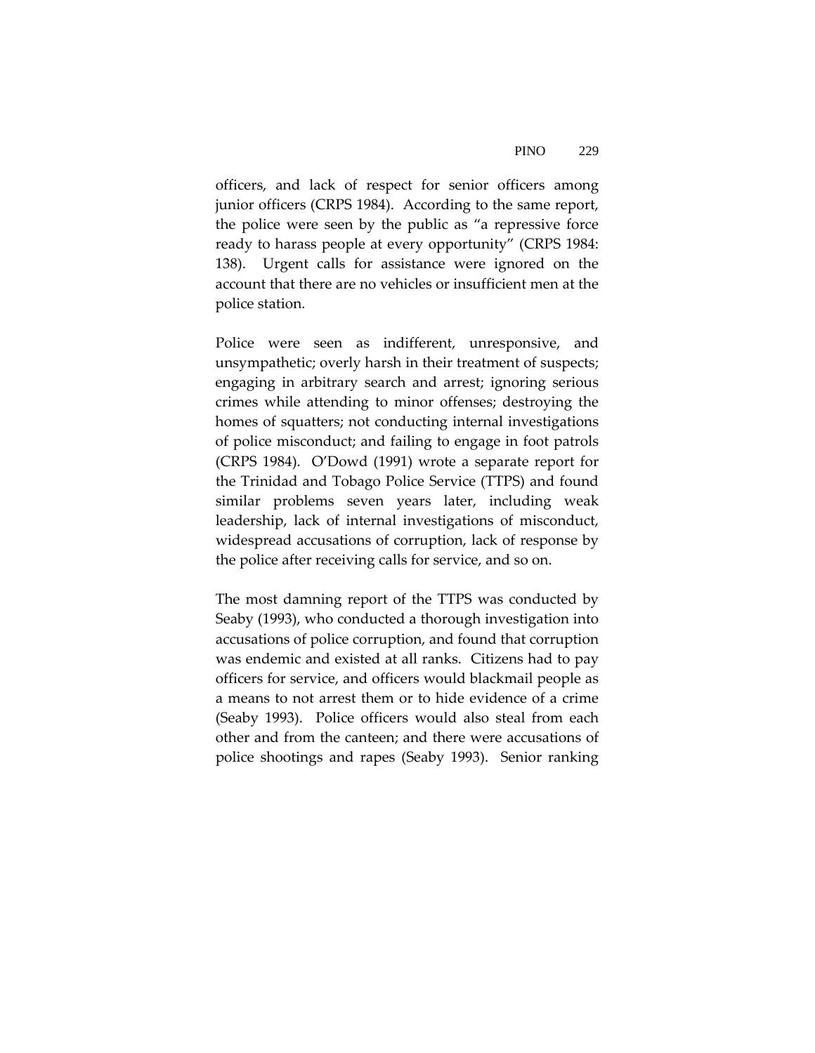officers, and lack of respect for senior officers among junior officers (CRPS 1984). According to the same report, the police were seen by the public as "a repressive force ready to harass people at every opportunity" (CRPS 1984: 138). Urgent calls for assistance were ignored on the account that there are no vehicles or insufficient men at the police station.

Police were seen as indifferent, unresponsive, and unsympathetic; overly harsh in their treatment of suspects; engaging in arbitrary search and arrest; ignoring serious crimes while attending to minor offenses; destroying the homes of squatters; not conducting internal investigations of police misconduct; and failing to engage in foot patrols (CRPS 1984). O'Dowd (1991) wrote a separate report for the Trinidad and Tobago Police Service (TTPS) and found similar problems seven years later, including weak leadership, lack of internal investigations of misconduct, widespread accusations of corruption, lack of response by the police after receiving calls for service, and so on.

The most damning report of the TTPS was conducted by Seaby (1993), who conducted a thorough investigation into accusations of police corruption, and found that corruption was endemic and existed at all ranks. Citizens had to pay officers for service, and officers would blackmail people as a means to not arrest them or to hide evidence of a crime (Seaby 1993). Police officers would also steal from each other and from the canteen; and there were accusations of police shootings and rapes (Seaby 1993). Senior ranking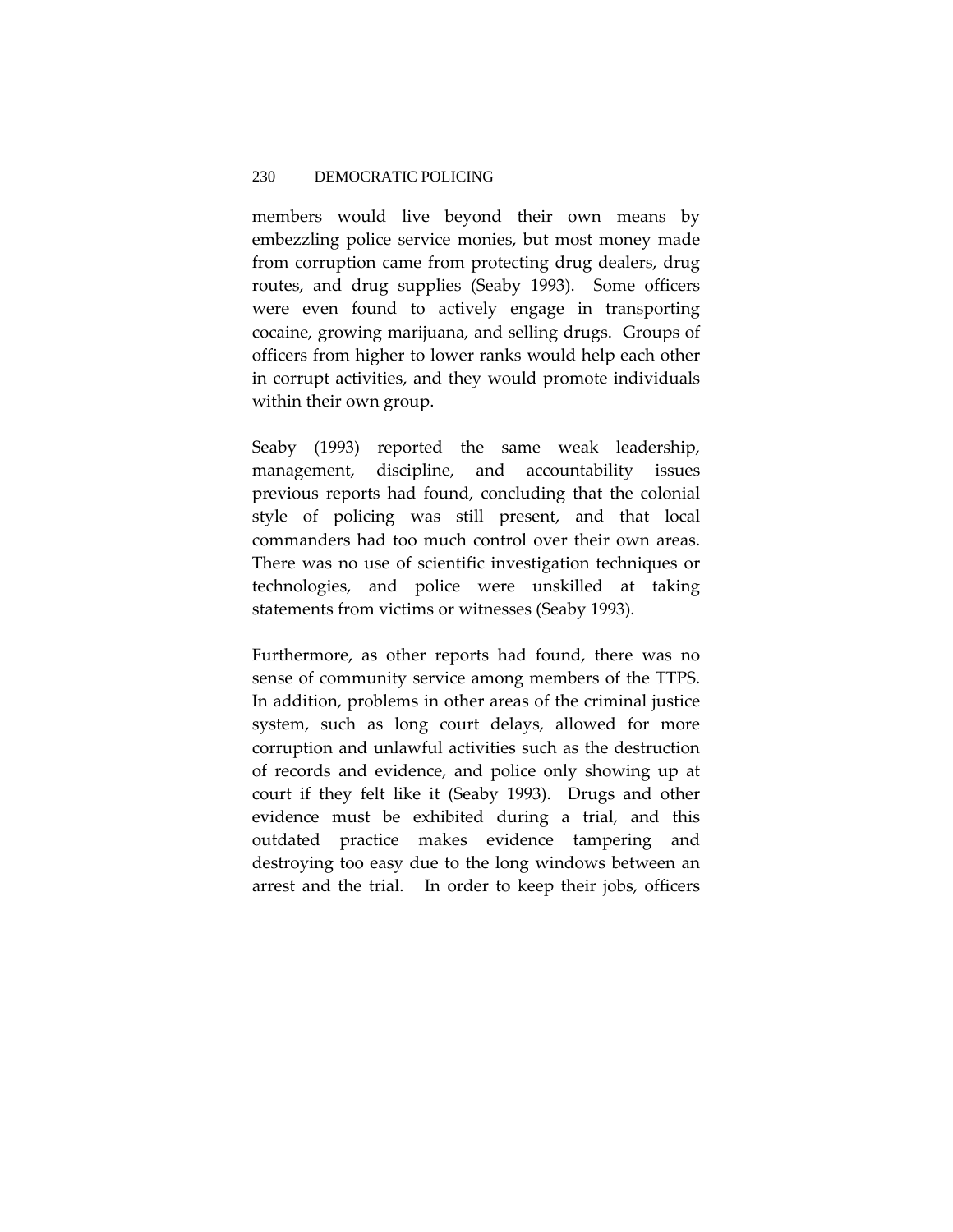members would live beyond their own means by embezzling police service monies, but most money made from corruption came from protecting drug dealers, drug routes, and drug supplies (Seaby 1993). Some officers were even found to actively engage in transporting cocaine, growing marijuana, and selling drugs. Groups of officers from higher to lower ranks would help each other in corrupt activities, and they would promote individuals within their own group.

Seaby (1993) reported the same weak leadership, management, discipline, and accountability issues previous reports had found, concluding that the colonial style of policing was still present, and that local commanders had too much control over their own areas. There was no use of scientific investigation techniques or technologies, and police were unskilled at taking statements from victims or witnesses (Seaby 1993).

Furthermore, as other reports had found, there was no sense of community service among members of the TTPS. In addition, problems in other areas of the criminal justice system, such as long court delays, allowed for more corruption and unlawful activities such as the destruction of records and evidence, and police only showing up at court if they felt like it (Seaby 1993). Drugs and other evidence must be exhibited during a trial, and this outdated practice makes evidence tampering and destroying too easy due to the long windows between an arrest and the trial. In order to keep their jobs, officers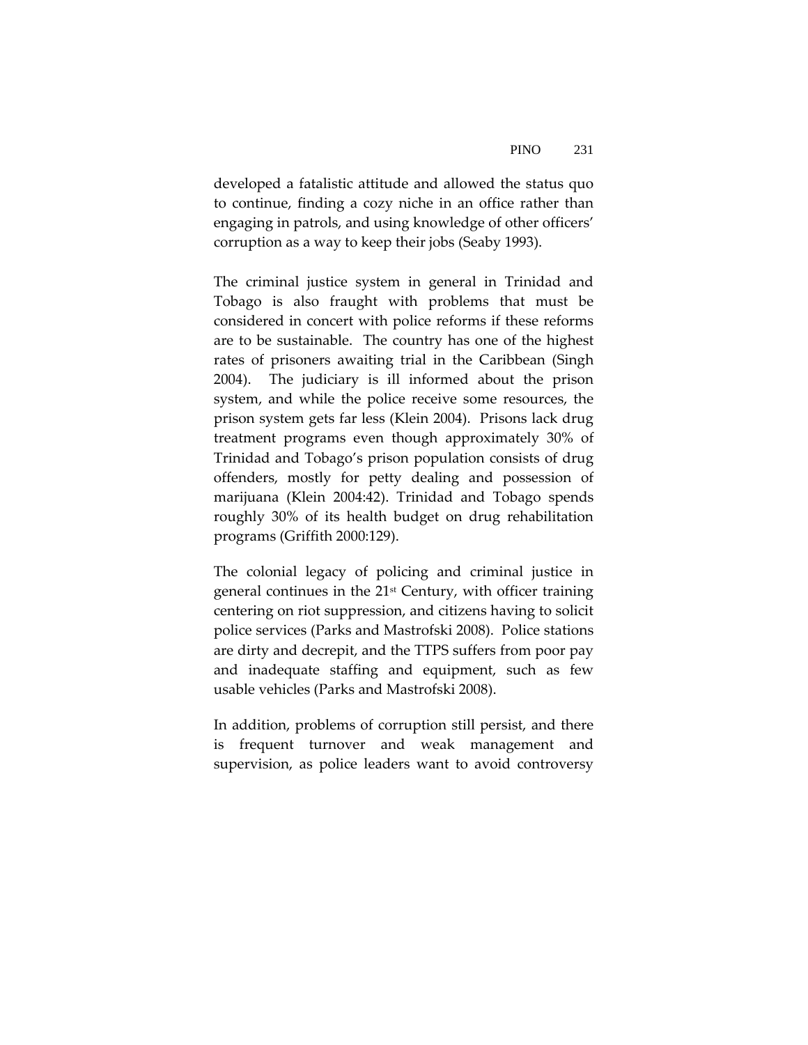developed a fatalistic attitude and allowed the status quo to continue, finding a cozy niche in an office rather than engaging in patrols, and using knowledge of other officers' corruption as a way to keep their jobs (Seaby 1993).

The criminal justice system in general in Trinidad and Tobago is also fraught with problems that must be considered in concert with police reforms if these reforms are to be sustainable. The country has one of the highest rates of prisoners awaiting trial in the Caribbean (Singh 2004). The judiciary is ill informed about the prison system, and while the police receive some resources, the prison system gets far less (Klein 2004). Prisons lack drug treatment programs even though approximately 30% of Trinidad and Tobago's prison population consists of drug offenders, mostly for petty dealing and possession of marijuana (Klein 2004:42). Trinidad and Tobago spends roughly 30% of its health budget on drug rehabilitation programs (Griffith 2000:129).

The colonial legacy of policing and criminal justice in general continues in the 21st Century, with officer training centering on riot suppression, and citizens having to solicit police services (Parks and Mastrofski 2008). Police stations are dirty and decrepit, and the TTPS suffers from poor pay and inadequate staffing and equipment, such as few usable vehicles (Parks and Mastrofski 2008).

In addition, problems of corruption still persist, and there is frequent turnover and weak management and supervision, as police leaders want to avoid controversy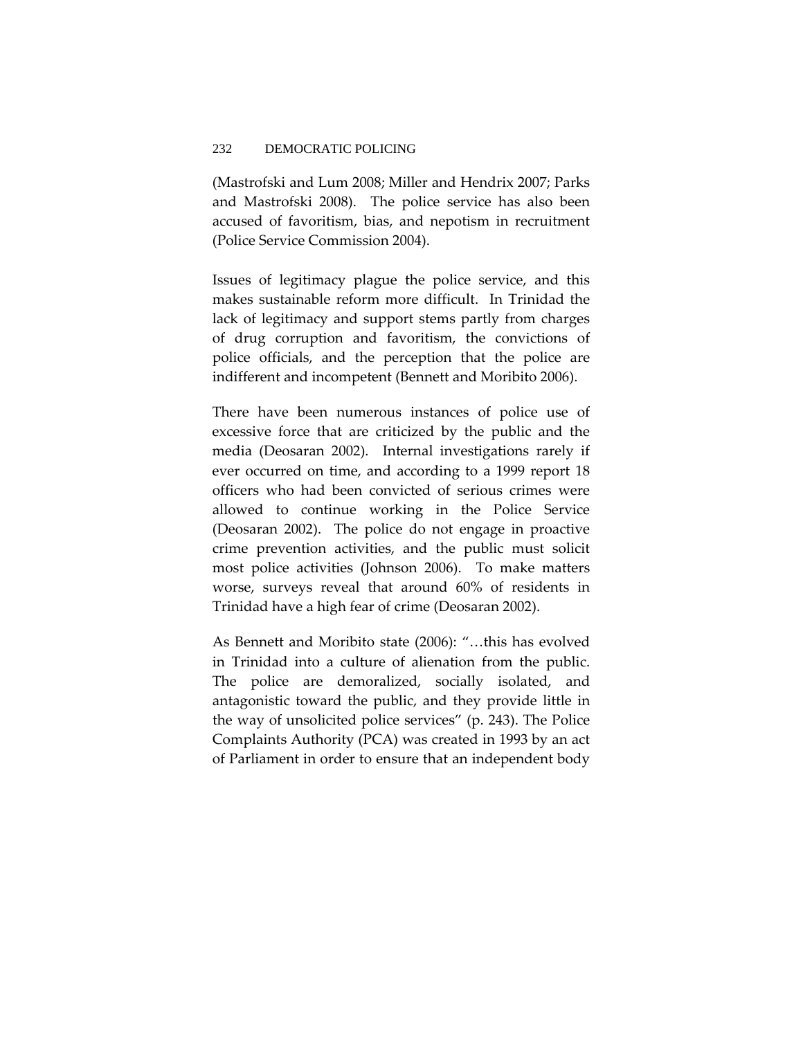(Mastrofski and Lum 2008; Miller and Hendrix 2007; Parks and Mastrofski 2008). The police service has also been accused of favoritism, bias, and nepotism in recruitment (Police Service Commission 2004).

Issues of legitimacy plague the police service, and this makes sustainable reform more difficult. In Trinidad the lack of legitimacy and support stems partly from charges of drug corruption and favoritism, the convictions of police officials, and the perception that the police are indifferent and incompetent (Bennett and Moribito 2006).

There have been numerous instances of police use of excessive force that are criticized by the public and the media (Deosaran 2002). Internal investigations rarely if ever occurred on time, and according to a 1999 report 18 officers who had been convicted of serious crimes were allowed to continue working in the Police Service (Deosaran 2002). The police do not engage in proactive crime prevention activities, and the public must solicit most police activities (Johnson 2006). To make matters worse, surveys reveal that around 60% of residents in Trinidad have a high fear of crime (Deosaran 2002).

As Bennett and Moribito state (2006): "…this has evolved in Trinidad into a culture of alienation from the public. The police are demoralized, socially isolated, and antagonistic toward the public, and they provide little in the way of unsolicited police services" (p. 243). The Police Complaints Authority (PCA) was created in 1993 by an act of Parliament in order to ensure that an independent body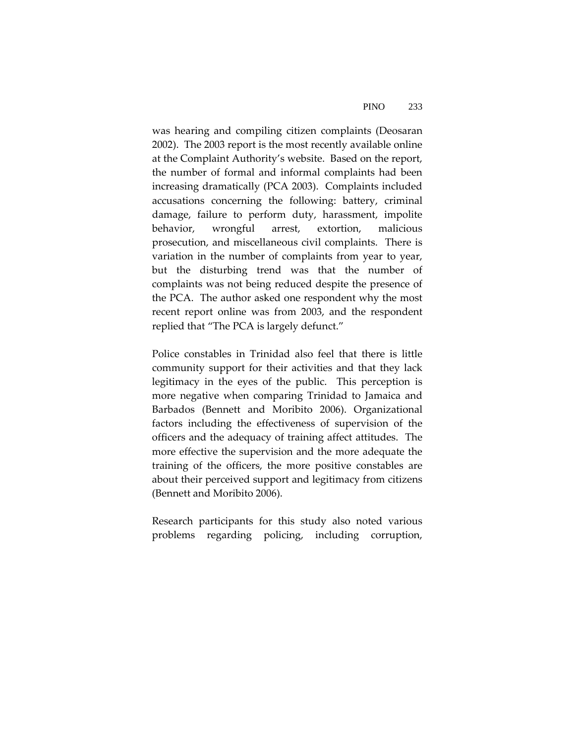was hearing and compiling citizen complaints (Deosaran 2002). The 2003 report is the most recently available online at the Complaint Authority's website. Based on the report, the number of formal and informal complaints had been increasing dramatically (PCA 2003). Complaints included accusations concerning the following: battery, criminal damage, failure to perform duty, harassment, impolite behavior, wrongful arrest, extortion, malicious prosecution, and miscellaneous civil complaints. There is variation in the number of complaints from year to year, but the disturbing trend was that the number of complaints was not being reduced despite the presence of the PCA. The author asked one respondent why the most recent report online was from 2003, and the respondent replied that "The PCA is largely defunct."

Police constables in Trinidad also feel that there is little community support for their activities and that they lack legitimacy in the eyes of the public. This perception is more negative when comparing Trinidad to Jamaica and Barbados (Bennett and Moribito 2006). Organizational factors including the effectiveness of supervision of the officers and the adequacy of training affect attitudes. The more effective the supervision and the more adequate the training of the officers, the more positive constables are about their perceived support and legitimacy from citizens (Bennett and Moribito 2006).

Research participants for this study also noted various problems regarding policing, including corruption,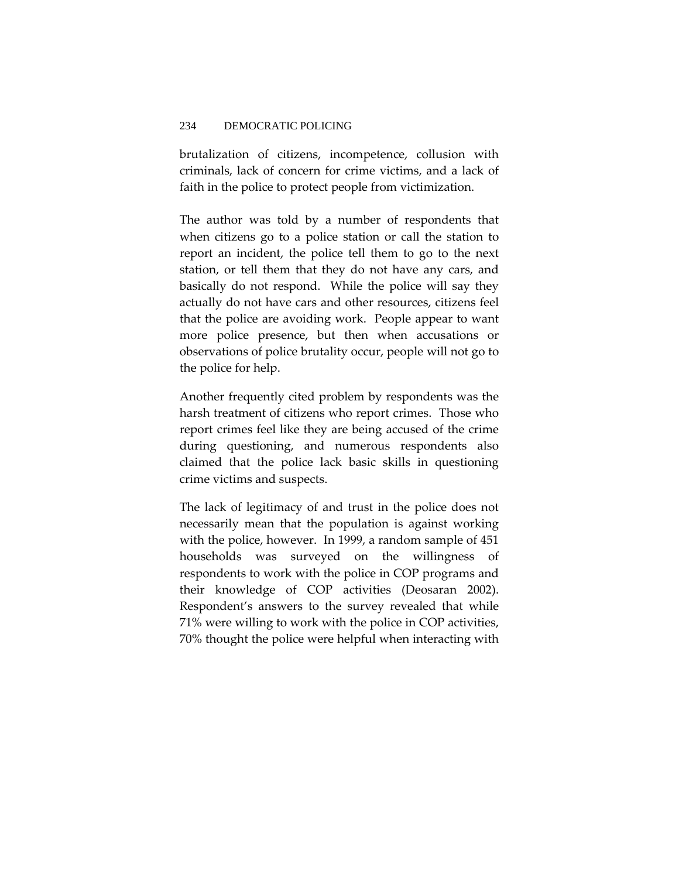brutalization of citizens, incompetence, collusion with criminals, lack of concern for crime victims, and a lack of faith in the police to protect people from victimization.

The author was told by a number of respondents that when citizens go to a police station or call the station to report an incident, the police tell them to go to the next station, or tell them that they do not have any cars, and basically do not respond. While the police will say they actually do not have cars and other resources, citizens feel that the police are avoiding work. People appear to want more police presence, but then when accusations or observations of police brutality occur, people will not go to the police for help.

Another frequently cited problem by respondents was the harsh treatment of citizens who report crimes. Those who report crimes feel like they are being accused of the crime during questioning, and numerous respondents also claimed that the police lack basic skills in questioning crime victims and suspects.

The lack of legitimacy of and trust in the police does not necessarily mean that the population is against working with the police, however. In 1999, a random sample of 451 households was surveyed on the willingness of respondents to work with the police in COP programs and their knowledge of COP activities (Deosaran 2002). Respondent's answers to the survey revealed that while 71% were willing to work with the police in COP activities, 70% thought the police were helpful when interacting with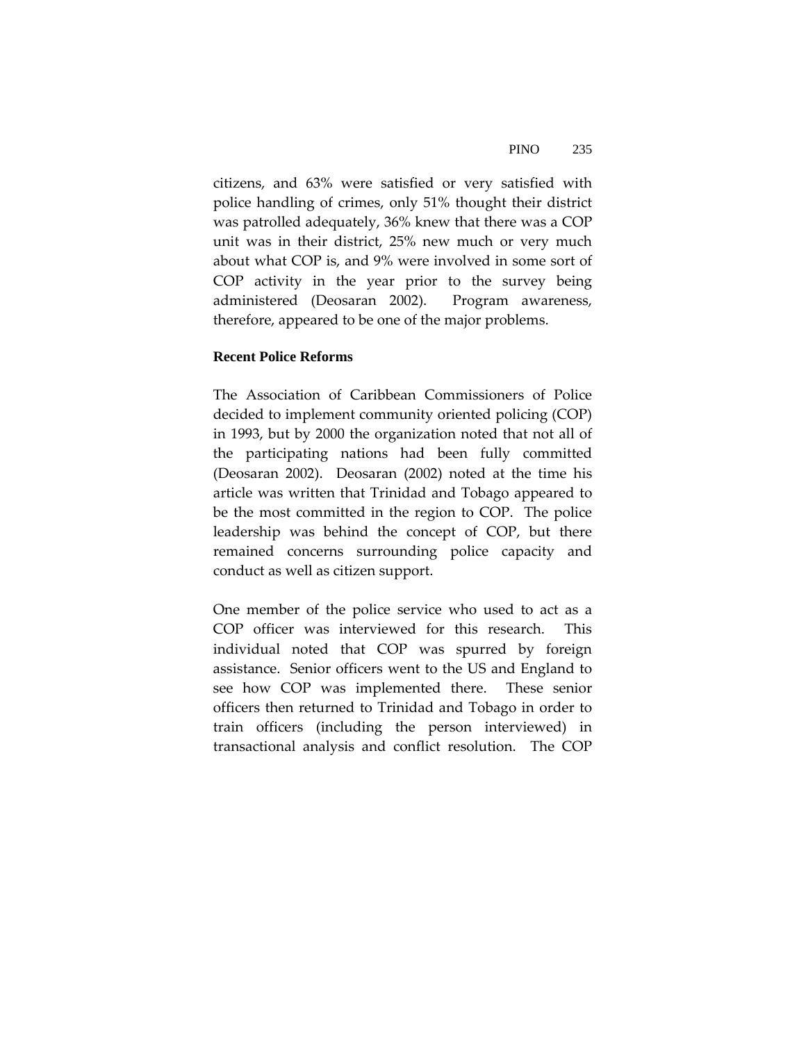citizens, and 63% were satisfied or very satisfied with police handling of crimes, only 51% thought their district was patrolled adequately, 36% knew that there was a COP unit was in their district, 25% new much or very much about what COP is, and 9% were involved in some sort of COP activity in the year prior to the survey being administered (Deosaran 2002). Program awareness, therefore, appeared to be one of the major problems.

**Recent Police Reforms**

The Association of Caribbean Commissioners of Police decided to implement community oriented policing (COP) in 1993, but by 2000 the organization noted that not all of the participating nations had been fully committed (Deosaran 2002). Deosaran (2002) noted at the time his article was written that Trinidad and Tobago appeared to be the most committed in the region to COP. The police leadership was behind the concept of COP, but there remained concerns surrounding police capacity and conduct as well as citizen support.

One member of the police service who used to act as a COP officer was interviewed for this research. This individual noted that COP was spurred by foreign assistance. Senior officers went to the US and England to see how COP was implemented there. These senior officers then returned to Trinidad and Tobago in order to train officers (including the person interviewed) in transactional analysis and conflict resolution. The COP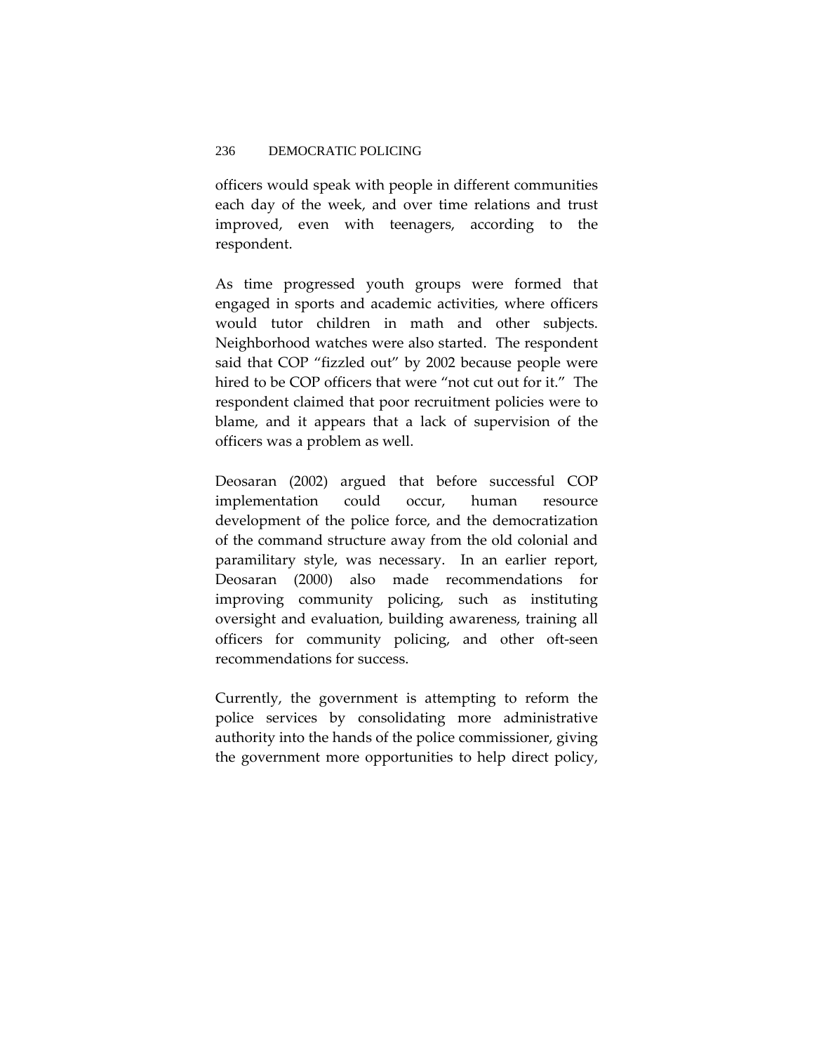officers would speak with people in different communities each day of the week, and over time relations and trust improved, even with teenagers, according to the respondent.

As time progressed youth groups were formed that engaged in sports and academic activities, where officers would tutor children in math and other subjects. Neighborhood watches were also started. The respondent said that COP "fizzled out" by 2002 because people were hired to be COP officers that were "not cut out for it." The respondent claimed that poor recruitment policies were to blame, and it appears that a lack of supervision of the officers was a problem as well.

Deosaran (2002) argued that before successful COP implementation could occur, human resource development of the police force, and the democratization of the command structure away from the old colonial and paramilitary style, was necessary. In an earlier report, Deosaran (2000) also made recommendations for improving community policing, such as instituting oversight and evaluation, building awareness, training all officers for community policing, and other oft-seen recommendations for success.

Currently, the government is attempting to reform the police services by consolidating more administrative authority into the hands of the police commissioner, giving the government more opportunities to help direct policy,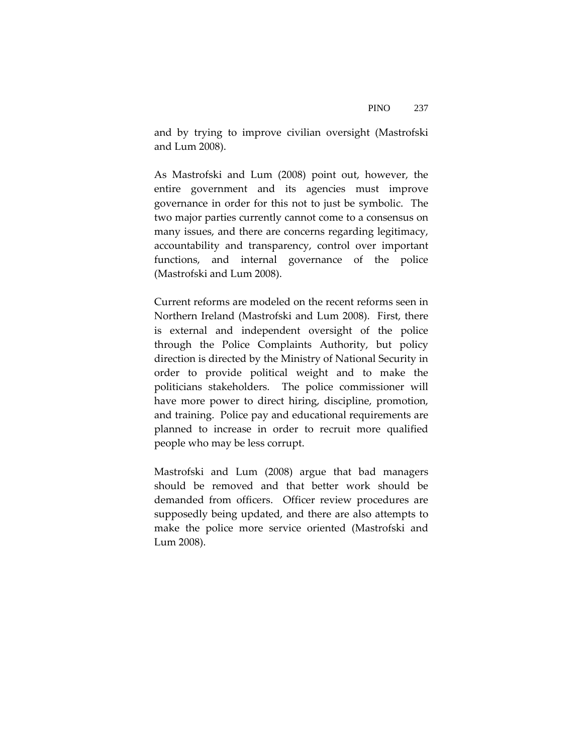and by trying to improve civilian oversight (Mastrofski and Lum 2008).

As Mastrofski and Lum (2008) point out, however, the entire government and its agencies must improve governance in order for this not to just be symbolic. The two major parties currently cannot come to a consensus on many issues, and there are concerns regarding legitimacy, accountability and transparency, control over important functions, and internal governance of the police (Mastrofski and Lum 2008).

Current reforms are modeled on the recent reforms seen in Northern Ireland (Mastrofski and Lum 2008). First, there is external and independent oversight of the police through the Police Complaints Authority, but policy direction is directed by the Ministry of National Security in order to provide political weight and to make the politicians stakeholders. The police commissioner will have more power to direct hiring, discipline, promotion, and training. Police pay and educational requirements are planned to increase in order to recruit more qualified people who may be less corrupt.

Mastrofski and Lum (2008) argue that bad managers should be removed and that better work should be demanded from officers. Officer review procedures are supposedly being updated, and there are also attempts to make the police more service oriented (Mastrofski and Lum 2008).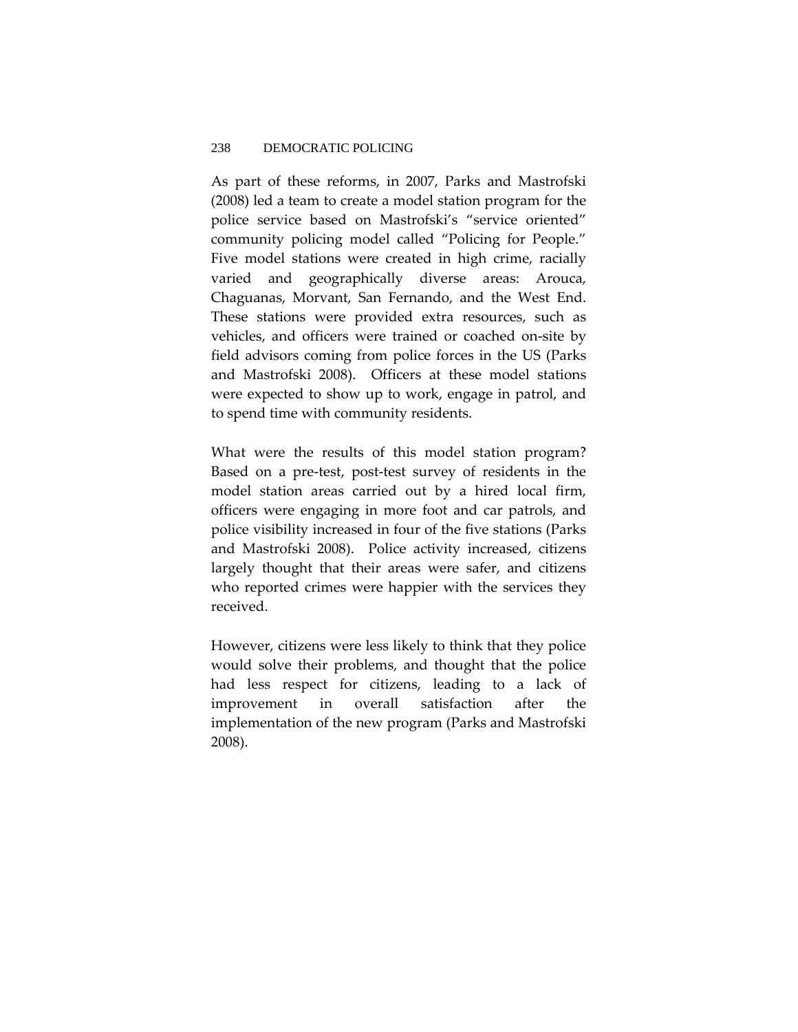As part of these reforms, in 2007, Parks and Mastrofski (2008) led a team to create a model station program for the police service based on Mastrofski's "service oriented" community policing model called "Policing for People." Five model stations were created in high crime, racially varied and geographically diverse areas: Arouca, Chaguanas, Morvant, San Fernando, and the West End. These stations were provided extra resources, such as vehicles, and officers were trained or coached on-site by field advisors coming from police forces in the US (Parks and Mastrofski 2008). Officers at these model stations were expected to show up to work, engage in patrol, and to spend time with community residents.

What were the results of this model station program? Based on a pre-test, post-test survey of residents in the model station areas carried out by a hired local firm, officers were engaging in more foot and car patrols, and police visibility increased in four of the five stations (Parks and Mastrofski 2008). Police activity increased, citizens largely thought that their areas were safer, and citizens who reported crimes were happier with the services they received.

However, citizens were less likely to think that they police would solve their problems, and thought that the police had less respect for citizens, leading to a lack of improvement in overall satisfaction after the implementation of the new program (Parks and Mastrofski 2008).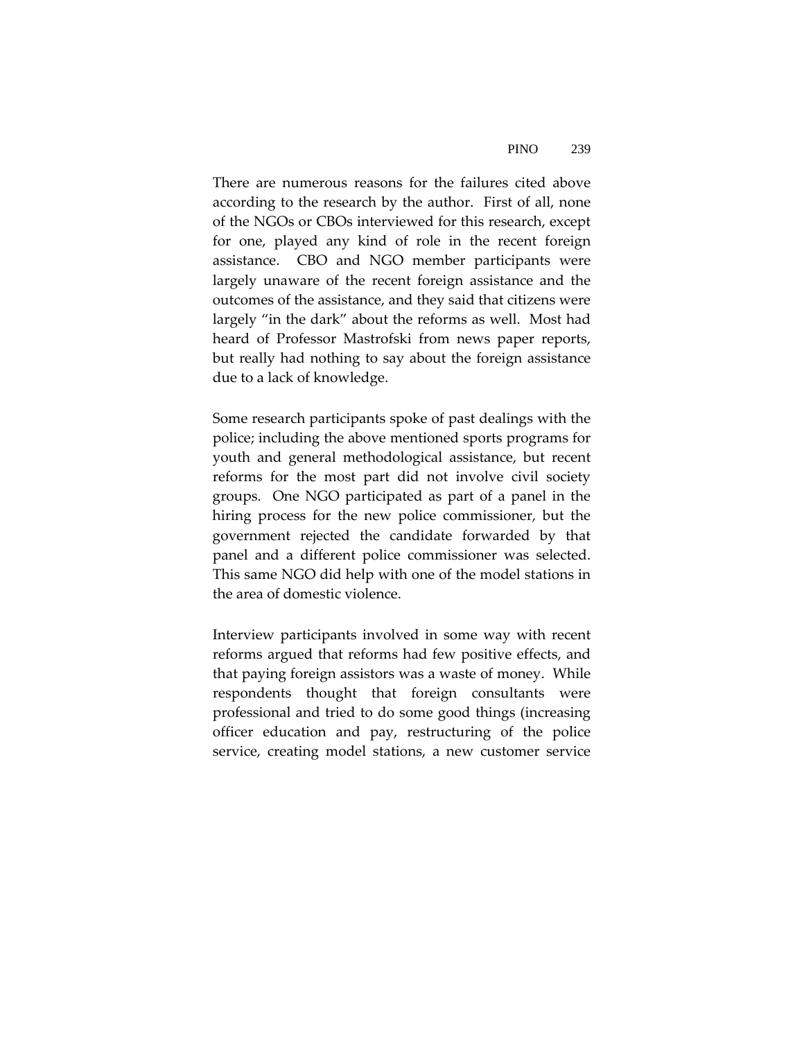There are numerous reasons for the failures cited above according to the research by the author. First of all, none of the NGOs or CBOs interviewed for this research, except for one, played any kind of role in the recent foreign assistance. CBO and NGO member participants were largely unaware of the recent foreign assistance and the outcomes of the assistance, and they said that citizens were largely "in the dark" about the reforms as well. Most had heard of Professor Mastrofski from news paper reports, but really had nothing to say about the foreign assistance due to a lack of knowledge.

Some research participants spoke of past dealings with the police; including the above mentioned sports programs for youth and general methodological assistance, but recent reforms for the most part did not involve civil society groups. One NGO participated as part of a panel in the hiring process for the new police commissioner, but the government rejected the candidate forwarded by that panel and a different police commissioner was selected. This same NGO did help with one of the model stations in the area of domestic violence.

Interview participants involved in some way with recent reforms argued that reforms had few positive effects, and that paying foreign assistors was a waste of money. While respondents thought that foreign consultants were professional and tried to do some good things (increasing officer education and pay, restructuring of the police service, creating model stations, a new customer service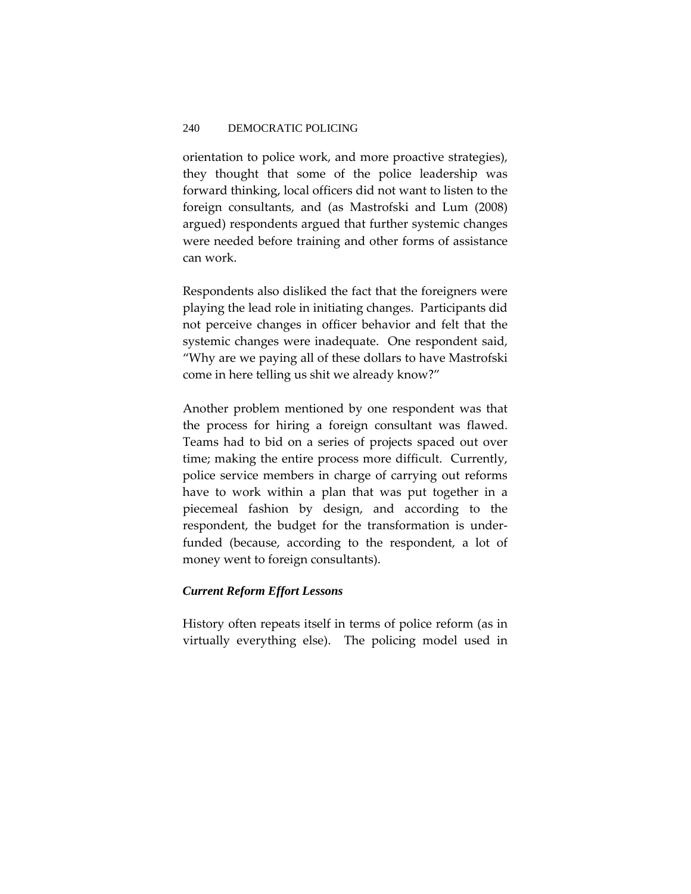orientation to police work, and more proactive strategies), they thought that some of the police leadership was forward thinking, local officers did not want to listen to the foreign consultants, and (as Mastrofski and Lum (2008) argued) respondents argued that further systemic changes were needed before training and other forms of assistance can work.

Respondents also disliked the fact that the foreigners were playing the lead role in initiating changes. Participants did not perceive changes in officer behavior and felt that the systemic changes were inadequate. One respondent said, "Why are we paying all of these dollars to have Mastrofski come in here telling us shit we already know?"

Another problem mentioned by one respondent was that the process for hiring a foreign consultant was flawed. Teams had to bid on a series of projects spaced out over time; making the entire process more difficult. Currently, police service members in charge of carrying out reforms have to work within a plan that was put together in a piecemeal fashion by design, and according to the respondent, the budget for the transformation is under-funded (because, according to the respondent, a lot of money went to foreign consultants).

### *Current Reform Effort Lessons*

History often repeats itself in terms of police reform (as in virtually everything else). The policing model used in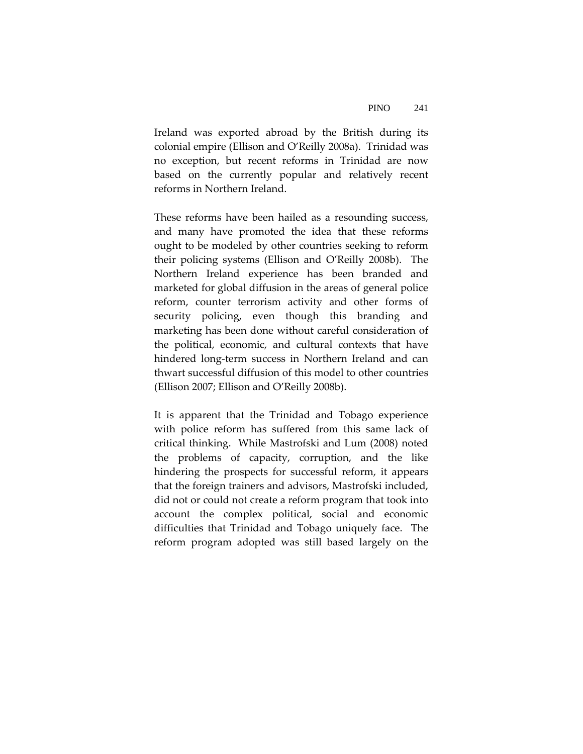Ireland was exported abroad by the British during its colonial empire (Ellison and O'Reilly 2008a). Trinidad was no exception, but recent reforms in Trinidad are now based on the currently popular and relatively recent reforms in Northern Ireland.

These reforms have been hailed as a resounding success, and many have promoted the idea that these reforms ought to be modeled by other countries seeking to reform their policing systems (Ellison and O'Reilly 2008b). The Northern Ireland experience has been branded and marketed for global diffusion in the areas of general police reform, counter terrorism activity and other forms of security policing, even though this branding and marketing has been done without careful consideration of the political, economic, and cultural contexts that have hindered long-term success in Northern Ireland and can thwart successful diffusion of this model to other countries (Ellison 2007; Ellison and O'Reilly 2008b).

It is apparent that the Trinidad and Tobago experience with police reform has suffered from this same lack of critical thinking. While Mastrofski and Lum (2008) noted the problems of capacity, corruption, and the like hindering the prospects for successful reform, it appears that the foreign trainers and advisors, Mastrofski included, did not or could not create a reform program that took into account the complex political, social and economic difficulties that Trinidad and Tobago uniquely face. The reform program adopted was still based largely on the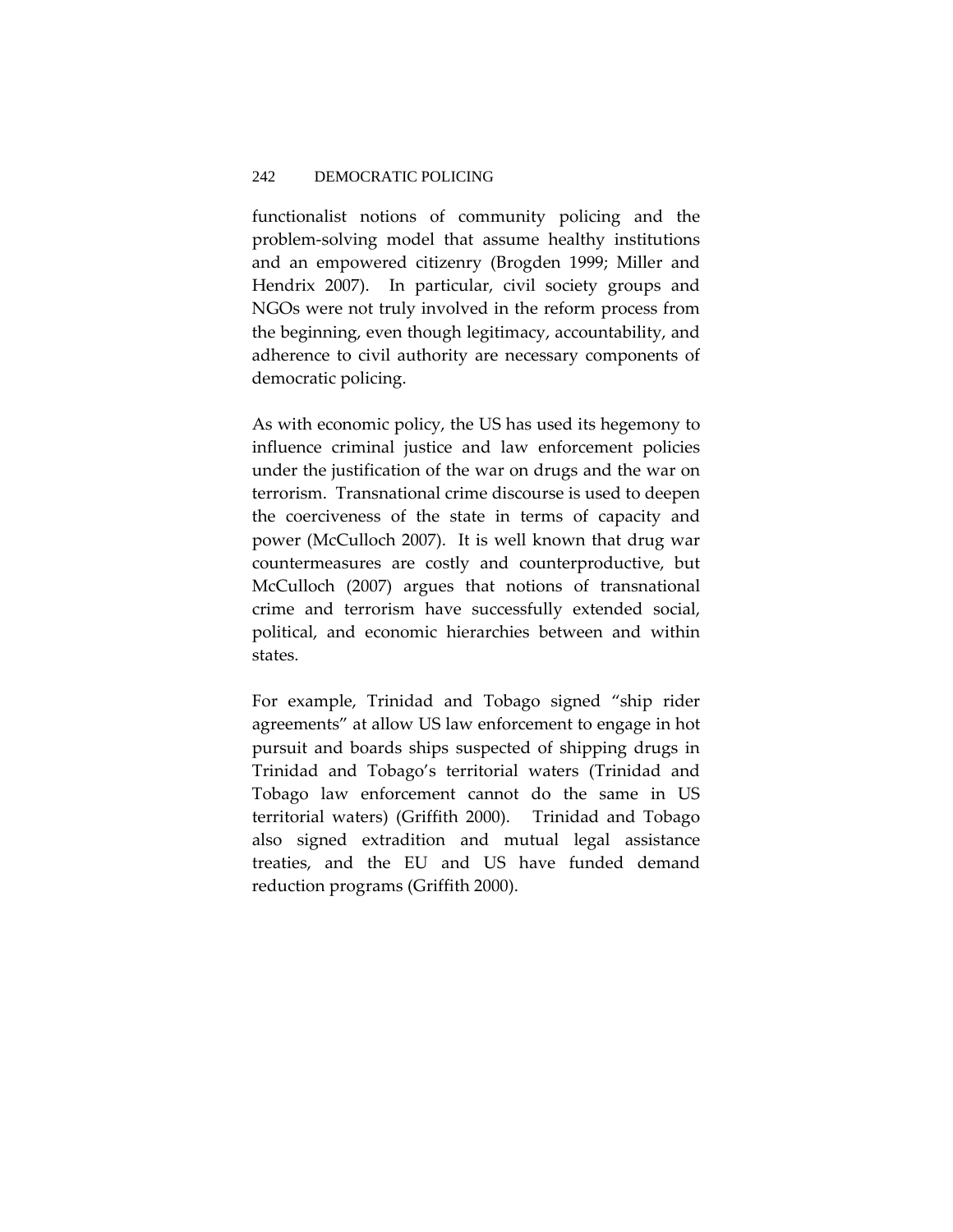functionalist notions of community policing and the problem-solving model that assume healthy institutions and an empowered citizenry (Brogden 1999; Miller and Hendrix 2007). In particular, civil society groups and NGOs were not truly involved in the reform process from the beginning, even though legitimacy, accountability, and adherence to civil authority are necessary components of democratic policing.

As with economic policy, the US has used its hegemony to influence criminal justice and law enforcement policies under the justification of the war on drugs and the war on terrorism. Transnational crime discourse is used to deepen the coerciveness of the state in terms of capacity and power (McCulloch 2007). It is well known that drug war countermeasures are costly and counterproductive, but McCulloch (2007) argues that notions of transnational crime and terrorism have successfully extended social, political, and economic hierarchies between and within states.

For example, Trinidad and Tobago signed "ship rider agreements" at allow US law enforcement to engage in hot pursuit and boards ships suspected of shipping drugs in Trinidad and Tobago's territorial waters (Trinidad and Tobago law enforcement cannot do the same in US territorial waters) (Griffith 2000). Trinidad and Tobago also signed extradition and mutual legal assistance treaties, and the EU and US have funded demand reduction programs (Griffith 2000).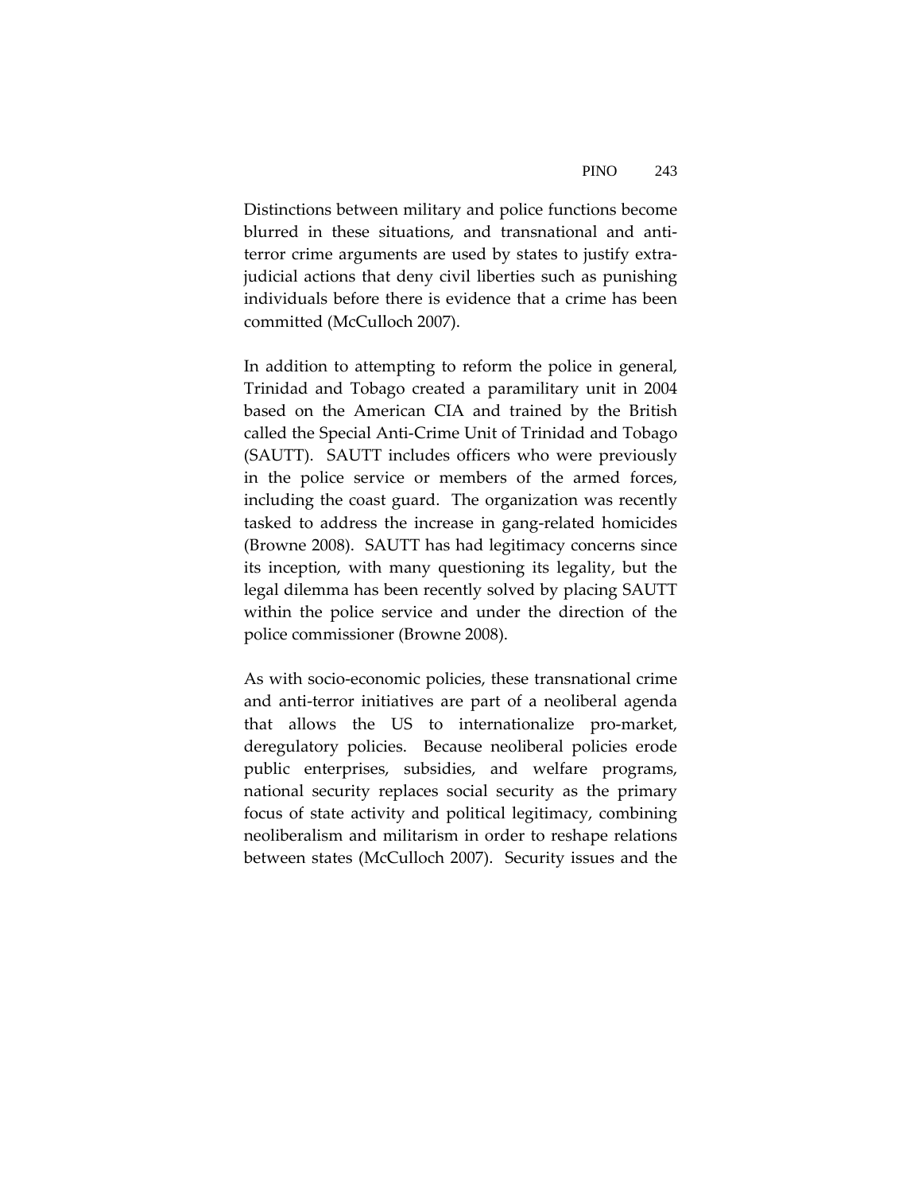Distinctions between military and police functions become blurred in these situations, and transnational and anti-terror crime arguments are used by states to justify extra-judicial actions that deny civil liberties such as punishing individuals before there is evidence that a crime has been committed (McCulloch 2007).

In addition to attempting to reform the police in general, Trinidad and Tobago created a paramilitary unit in 2004 based on the American CIA and trained by the British called the Special Anti-Crime Unit of Trinidad and Tobago (SAUTT). SAUTT includes officers who were previously in the police service or members of the armed forces, including the coast guard. The organization was recently tasked to address the increase in gang-related homicides (Browne 2008). SAUTT has had legitimacy concerns since its inception, with many questioning its legality, but the legal dilemma has been recently solved by placing SAUTT within the police service and under the direction of the police commissioner (Browne 2008).

As with socio-economic policies, these transnational crime and anti-terror initiatives are part of a neoliberal agenda that allows the US to internationalize pro-market, deregulatory policies. Because neoliberal policies erode public enterprises, subsidies, and welfare programs, national security replaces social security as the primary focus of state activity and political legitimacy, combining neoliberalism and militarism in order to reshape relations between states (McCulloch 2007). Security issues and the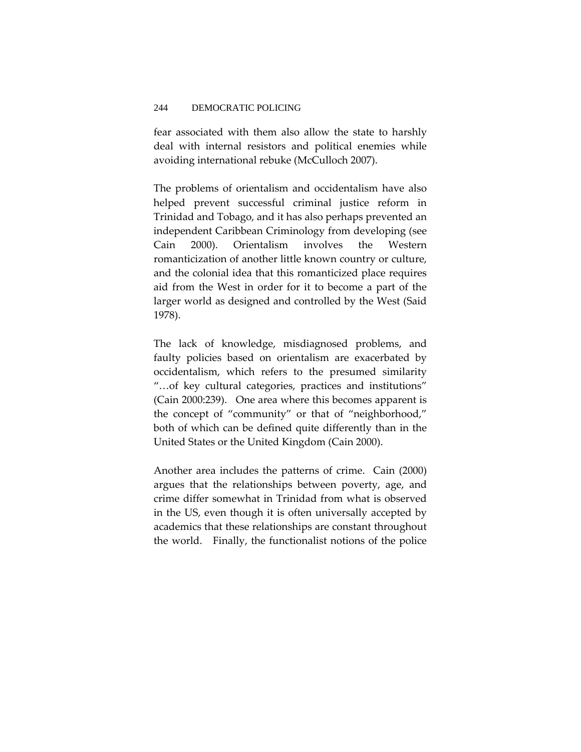fear associated with them also allow the state to harshly deal with internal resistors and political enemies while avoiding international rebuke (McCulloch 2007).

The problems of orientalism and occidentalism have also helped prevent successful criminal justice reform in Trinidad and Tobago, and it has also perhaps prevented an independent Caribbean Criminology from developing (see Cain 2000). Orientalism involves the Western romanticization of another little known country or culture, and the colonial idea that this romanticized place requires aid from the West in order for it to become a part of the larger world as designed and controlled by the West (Said 1978).

The lack of knowledge, misdiagnosed problems, and faulty policies based on orientalism are exacerbated by occidentalism, which refers to the presumed similarity "…of key cultural categories, practices and institutions" (Cain 2000:239). One area where this becomes apparent is the concept of "community" or that of "neighborhood," both of which can be defined quite differently than in the United States or the United Kingdom (Cain 2000).

Another area includes the patterns of crime. Cain (2000) argues that the relationships between poverty, age, and crime differ somewhat in Trinidad from what is observed in the US, even though it is often universally accepted by academics that these relationships are constant throughout the world. Finally, the functionalist notions of the police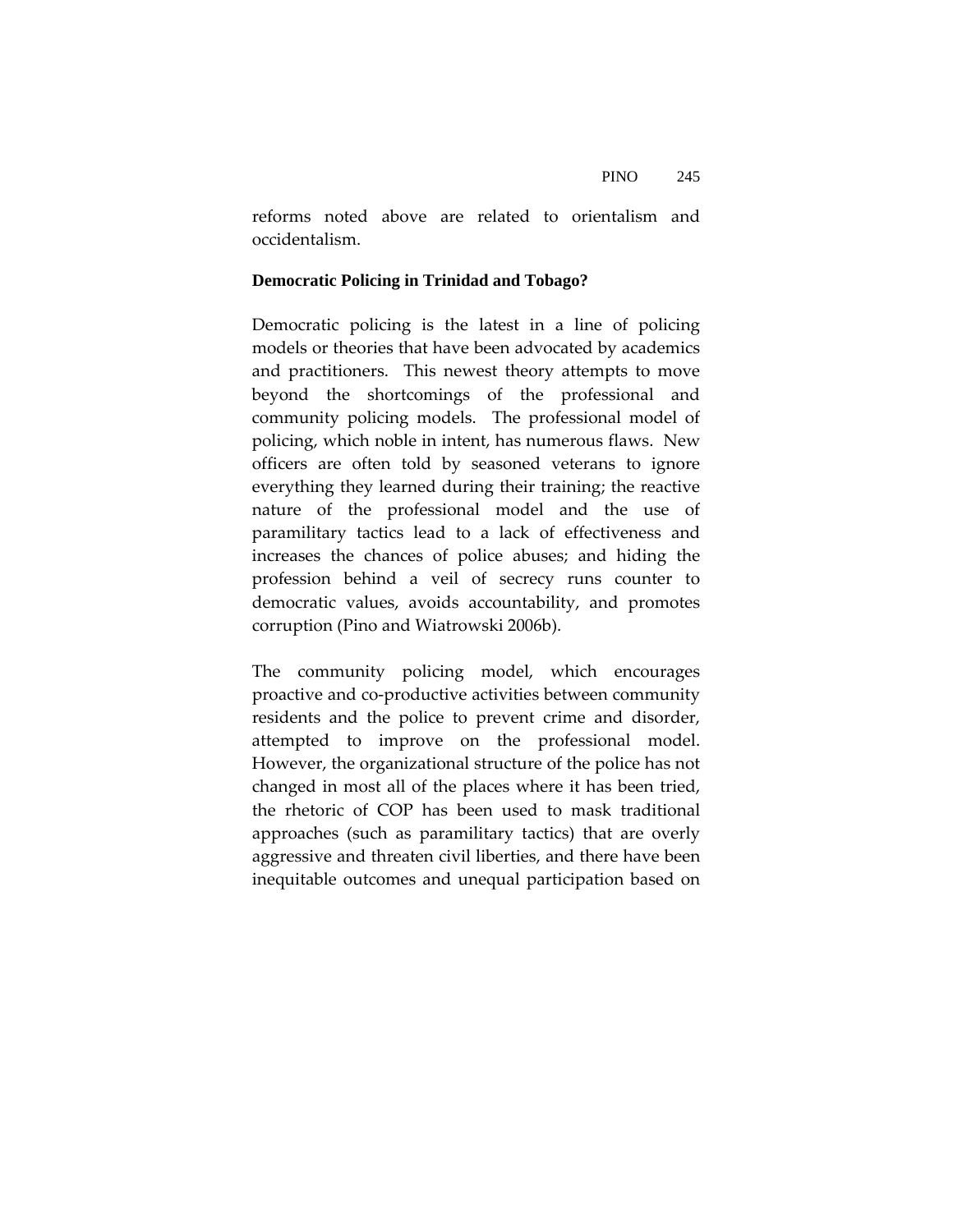reforms noted above are related to orientalism and occidentalism.

**Democratic Policing in Trinidad and Tobago?**

Democratic policing is the latest in a line of policing models or theories that have been advocated by academics and practitioners. This newest theory attempts to move beyond the shortcomings of the professional and community policing models. The professional model of policing, which noble in intent, has numerous flaws. New officers are often told by seasoned veterans to ignore everything they learned during their training; the reactive nature of the professional model and the use of paramilitary tactics lead to a lack of effectiveness and increases the chances of police abuses; and hiding the profession behind a veil of secrecy runs counter to democratic values, avoids accountability, and promotes corruption (Pino and Wiatrowski 2006b).

The community policing model, which encourages proactive and co-productive activities between community residents and the police to prevent crime and disorder, attempted to improve on the professional model. However, the organizational structure of the police has not changed in most all of the places where it has been tried, the rhetoric of COP has been used to mask traditional approaches (such as paramilitary tactics) that are overly aggressive and threaten civil liberties, and there have been inequitable outcomes and unequal participation based on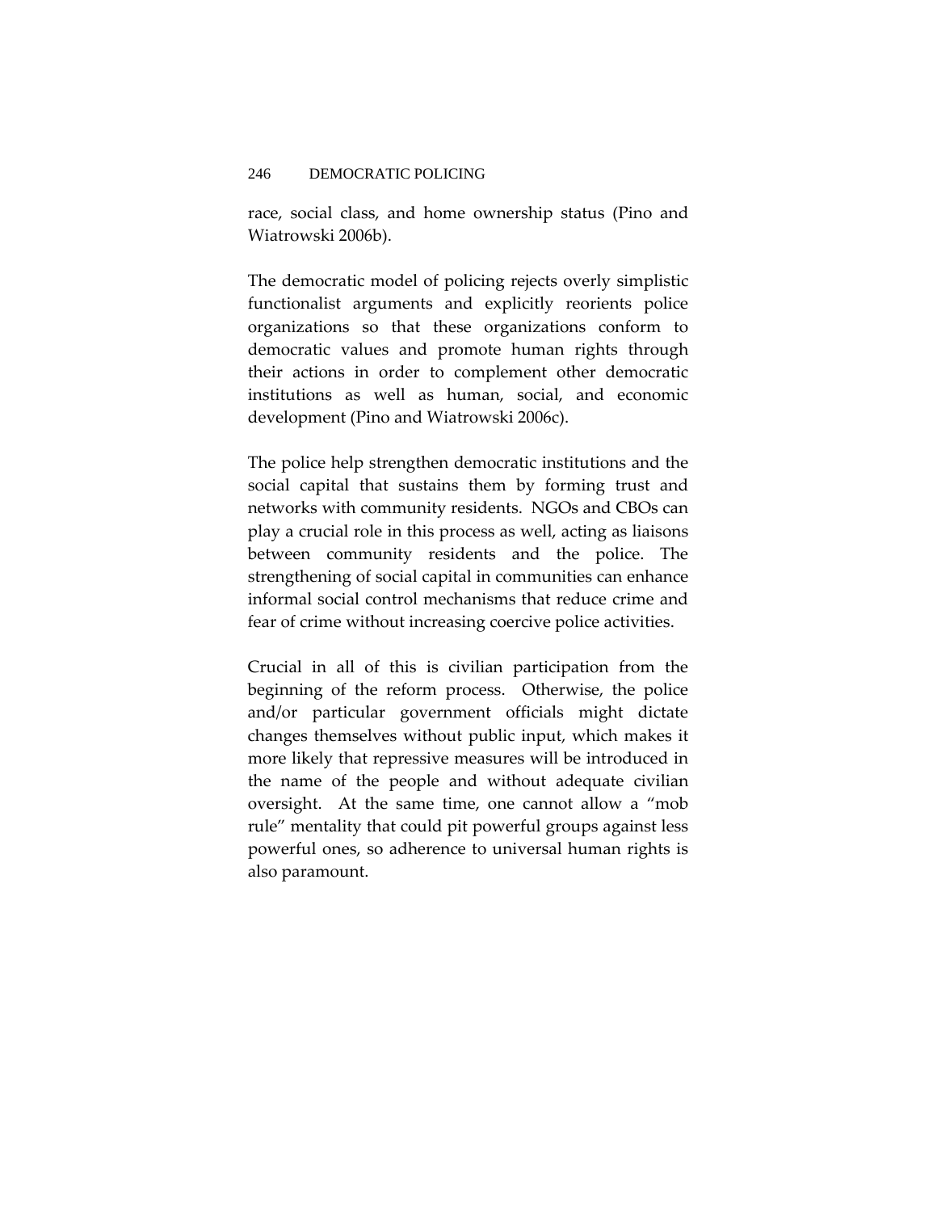race, social class, and home ownership status (Pino and Wiatrowski 2006b).

The democratic model of policing rejects overly simplistic functionalist arguments and explicitly reorients police organizations so that these organizations conform to democratic values and promote human rights through their actions in order to complement other democratic institutions as well as human, social, and economic development (Pino and Wiatrowski 2006c).

The police help strengthen democratic institutions and the social capital that sustains them by forming trust and networks with community residents. NGOs and CBOs can play a crucial role in this process as well, acting as liaisons between community residents and the police. The strengthening of social capital in communities can enhance informal social control mechanisms that reduce crime and fear of crime without increasing coercive police activities.

Crucial in all of this is civilian participation from the beginning of the reform process. Otherwise, the police and/or particular government officials might dictate changes themselves without public input, which makes it more likely that repressive measures will be introduced in the name of the people and without adequate civilian oversight. At the same time, one cannot allow a "mob rule" mentality that could pit powerful groups against less powerful ones, so adherence to universal human rights is also paramount.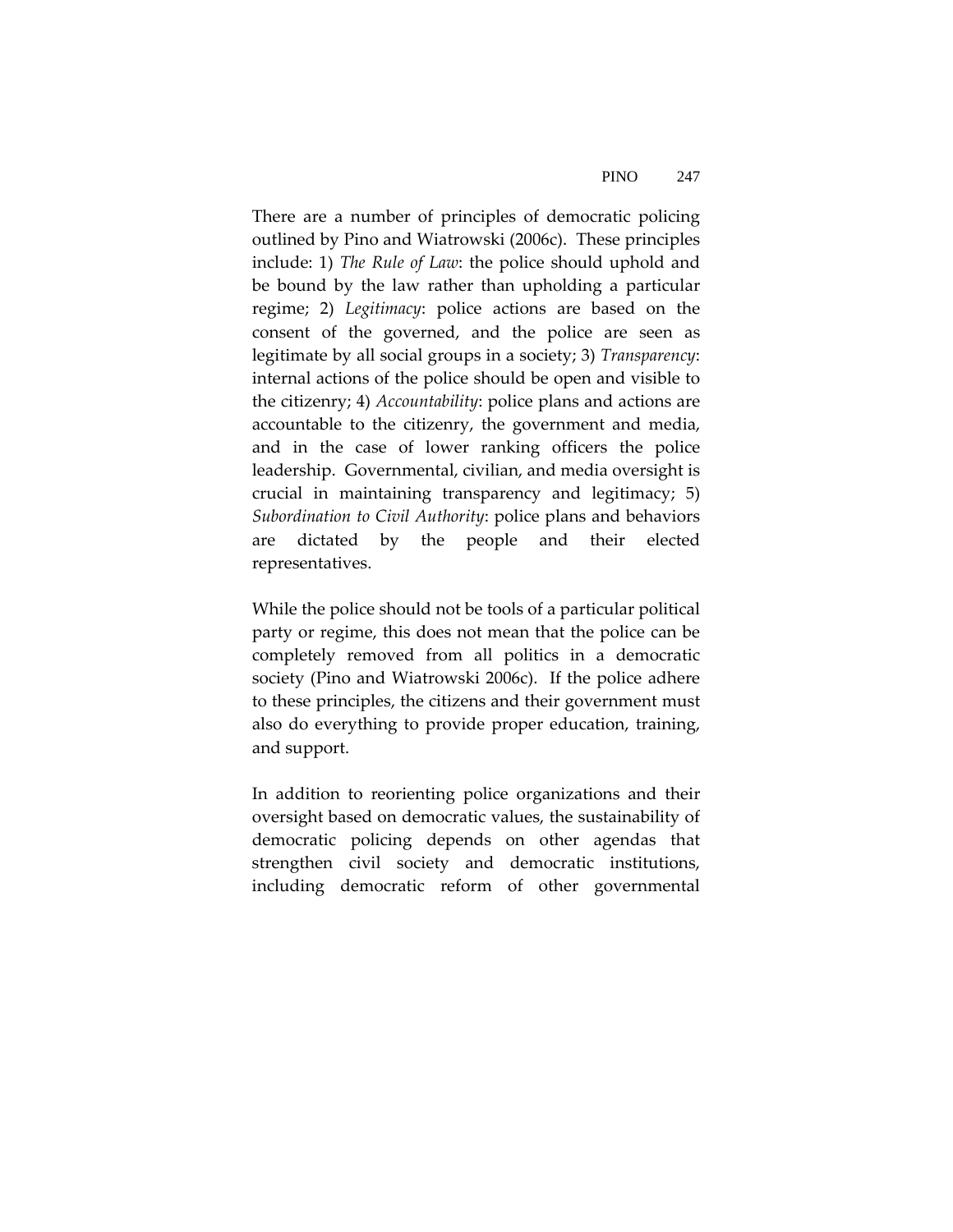There are a number of principles of democratic policing outlined by Pino and Wiatrowski (2006c). These principles include: 1) *The Rule of Law*: the police should uphold and be bound by the law rather than upholding a particular regime; 2) *Legitimacy*: police actions are based on the consent of the governed, and the police are seen as legitimate by all social groups in a society; 3) *Transparency*: internal actions of the police should be open and visible to the citizenry; 4) *Accountability*: police plans and actions are accountable to the citizenry, the government and media, and in the case of lower ranking officers the police leadership. Governmental, civilian, and media oversight is crucial in maintaining transparency and legitimacy; 5) *Subordination to Civil Authority*: police plans and behaviors are dictated by the people and their elected representatives.

While the police should not be tools of a particular political party or regime, this does not mean that the police can be completely removed from all politics in a democratic society (Pino and Wiatrowski 2006c). If the police adhere to these principles, the citizens and their government must also do everything to provide proper education, training, and support.

In addition to reorienting police organizations and their oversight based on democratic values, the sustainability of democratic policing depends on other agendas that strengthen civil society and democratic institutions, including democratic reform of other governmental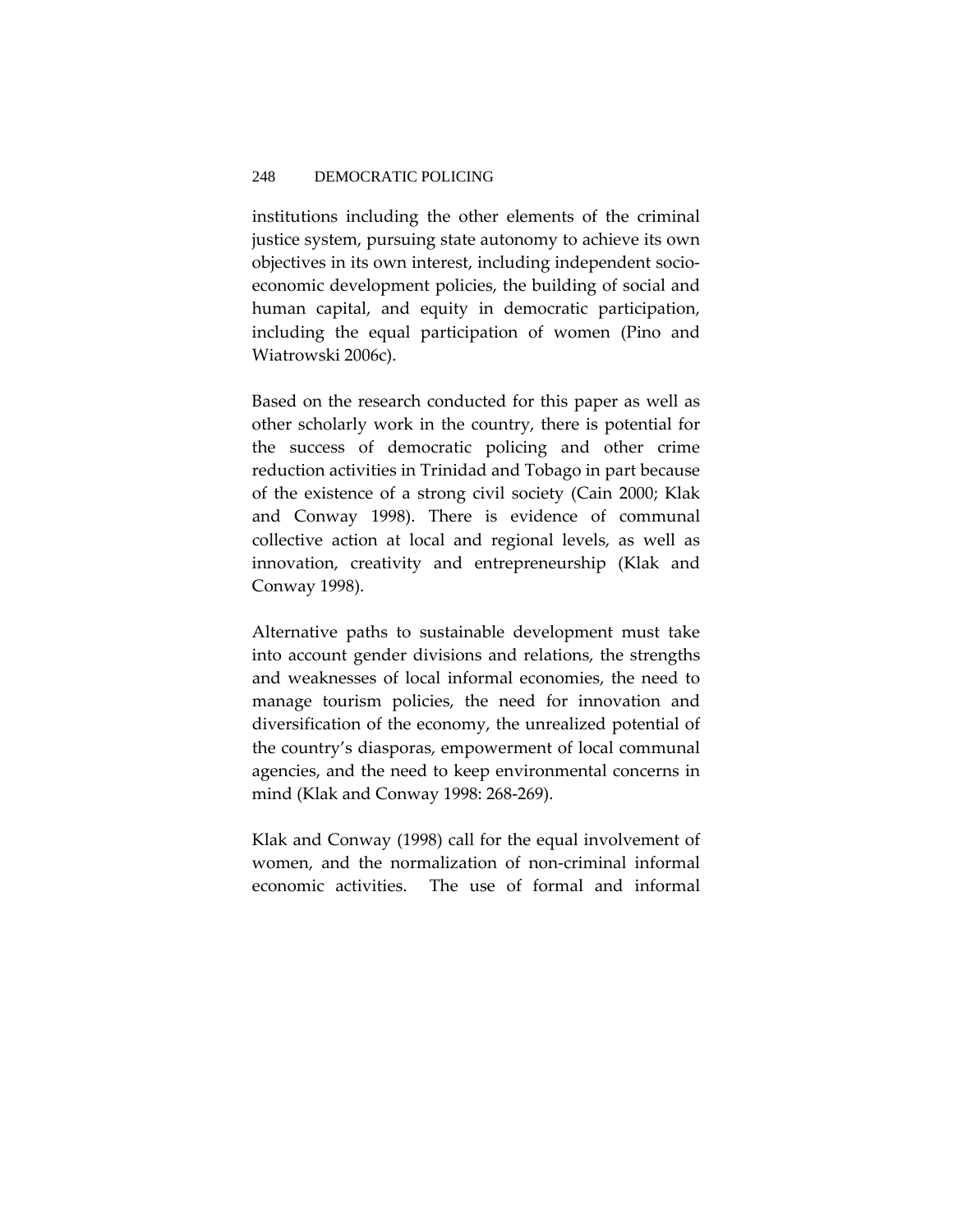institutions including the other elements of the criminal justice system, pursuing state autonomy to achieve its own objectives in its own interest, including independent socio-economic development policies, the building of social and human capital, and equity in democratic participation, including the equal participation of women (Pino and Wiatrowski 2006c).

Based on the research conducted for this paper as well as other scholarly work in the country, there is potential for the success of democratic policing and other crime reduction activities in Trinidad and Tobago in part because of the existence of a strong civil society (Cain 2000; Klak and Conway 1998). There is evidence of communal collective action at local and regional levels, as well as innovation, creativity and entrepreneurship (Klak and Conway 1998).

Alternative paths to sustainable development must take into account gender divisions and relations, the strengths and weaknesses of local informal economies, the need to manage tourism policies, the need for innovation and diversification of the economy, the unrealized potential of the country's diasporas, empowerment of local communal agencies, and the need to keep environmental concerns in mind (Klak and Conway 1998: 268-269).

Klak and Conway (1998) call for the equal involvement of women, and the normalization of non-criminal informal economic activities. The use of formal and informal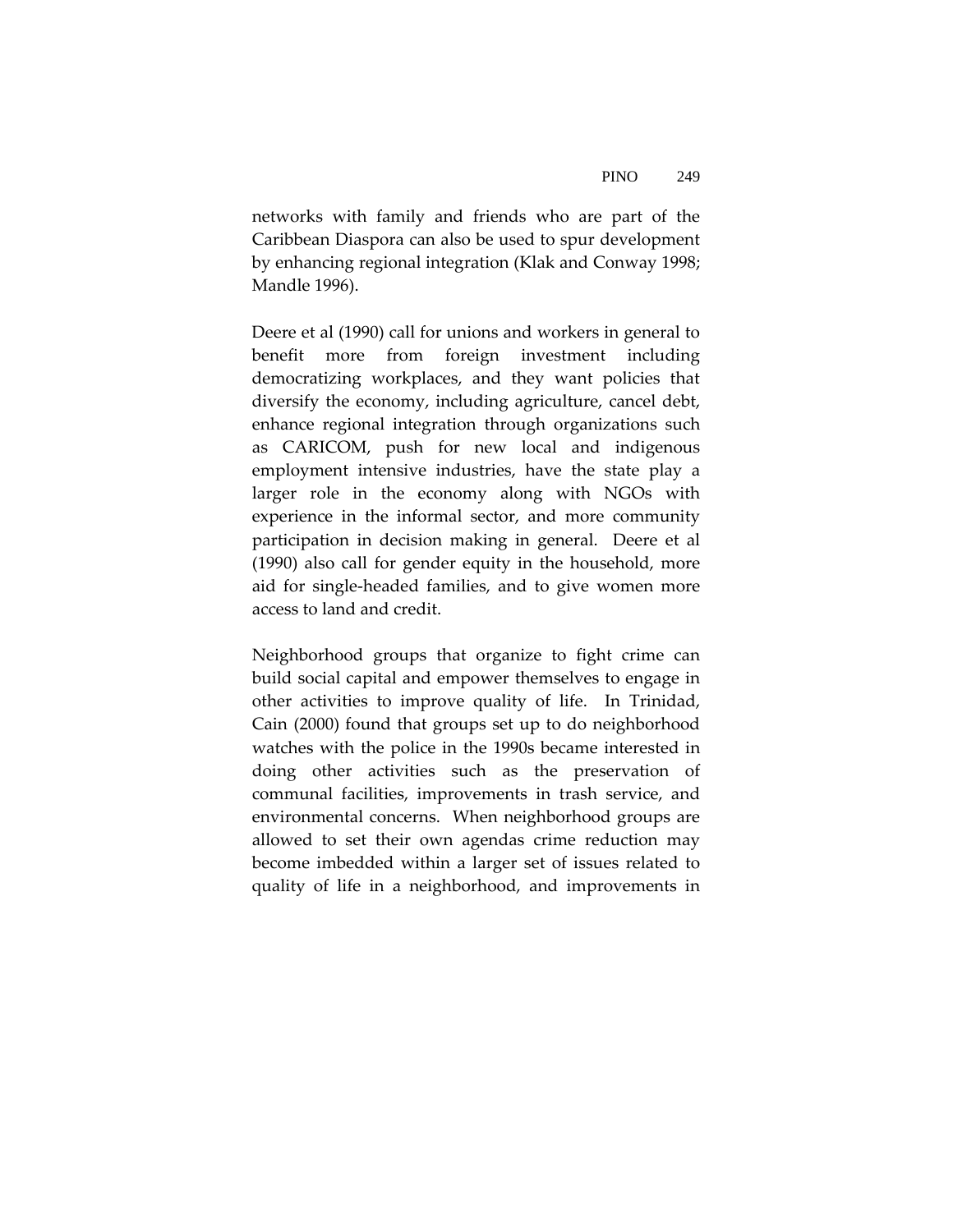networks with family and friends who are part of the Caribbean Diaspora can also be used to spur development by enhancing regional integration (Klak and Conway 1998; Mandle 1996).

Deere et al (1990) call for unions and workers in general to benefit more from foreign investment including democratizing workplaces, and they want policies that diversify the economy, including agriculture, cancel debt, enhance regional integration through organizations such as CARICOM, push for new local and indigenous employment intensive industries, have the state play a larger role in the economy along with NGOs with experience in the informal sector, and more community participation in decision making in general. Deere et al (1990) also call for gender equity in the household, more aid for single-headed families, and to give women more access to land and credit.

Neighborhood groups that organize to fight crime can build social capital and empower themselves to engage in other activities to improve quality of life. In Trinidad, Cain (2000) found that groups set up to do neighborhood watches with the police in the 1990s became interested in doing other activities such as the preservation of communal facilities, improvements in trash service, and environmental concerns. When neighborhood groups are allowed to set their own agendas crime reduction may become imbedded within a larger set of issues related to quality of life in a neighborhood, and improvements in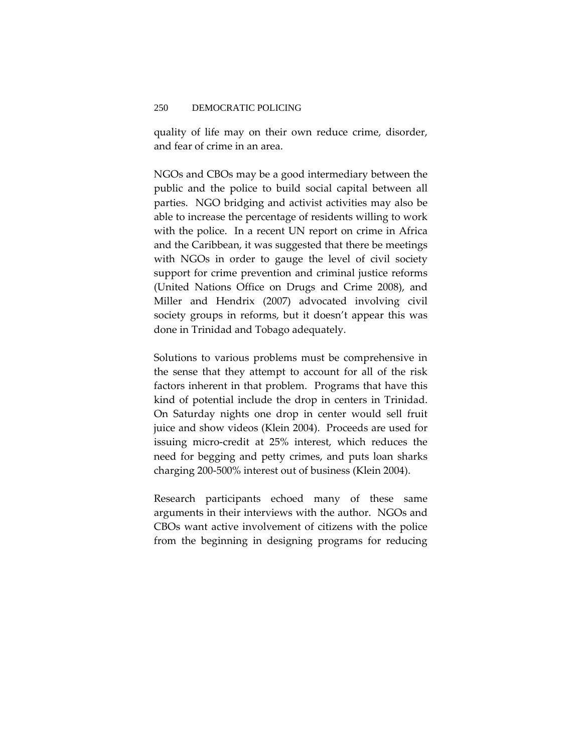quality of life may on their own reduce crime, disorder, and fear of crime in an area.

NGOs and CBOs may be a good intermediary between the public and the police to build social capital between all parties. NGO bridging and activist activities may also be able to increase the percentage of residents willing to work with the police. In a recent UN report on crime in Africa and the Caribbean, it was suggested that there be meetings with NGOs in order to gauge the level of civil society support for crime prevention and criminal justice reforms (United Nations Office on Drugs and Crime 2008), and Miller and Hendrix (2007) advocated involving civil society groups in reforms, but it doesn't appear this was done in Trinidad and Tobago adequately.

Solutions to various problems must be comprehensive in the sense that they attempt to account for all of the risk factors inherent in that problem. Programs that have this kind of potential include the drop in centers in Trinidad. On Saturday nights one drop in center would sell fruit juice and show videos (Klein 2004). Proceeds are used for issuing micro-credit at 25% interest, which reduces the need for begging and petty crimes, and puts loan sharks charging 200-500% interest out of business (Klein 2004).

Research participants echoed many of these same arguments in their interviews with the author. NGOs and CBOs want active involvement of citizens with the police from the beginning in designing programs for reducing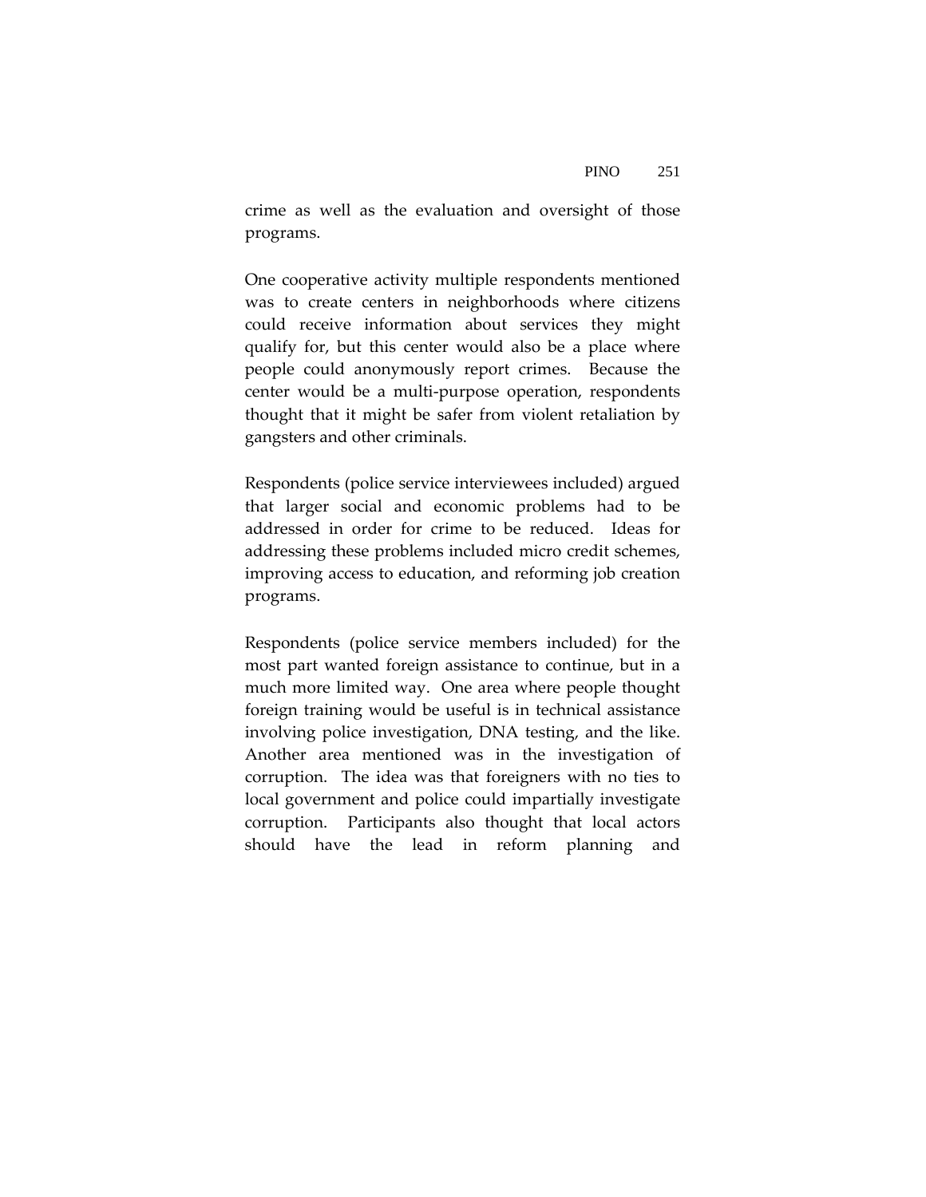crime as well as the evaluation and oversight of those programs.

One cooperative activity multiple respondents mentioned was to create centers in neighborhoods where citizens could receive information about services they might qualify for, but this center would also be a place where people could anonymously report crimes. Because the center would be a multi-purpose operation, respondents thought that it might be safer from violent retaliation by gangsters and other criminals.

Respondents (police service interviewees included) argued that larger social and economic problems had to be addressed in order for crime to be reduced. Ideas for addressing these problems included micro credit schemes, improving access to education, and reforming job creation programs.

Respondents (police service members included) for the most part wanted foreign assistance to continue, but in a much more limited way. One area where people thought foreign training would be useful is in technical assistance involving police investigation, DNA testing, and the like. Another area mentioned was in the investigation of corruption. The idea was that foreigners with no ties to local government and police could impartially investigate corruption. Participants also thought that local actors should have the lead in reform planning and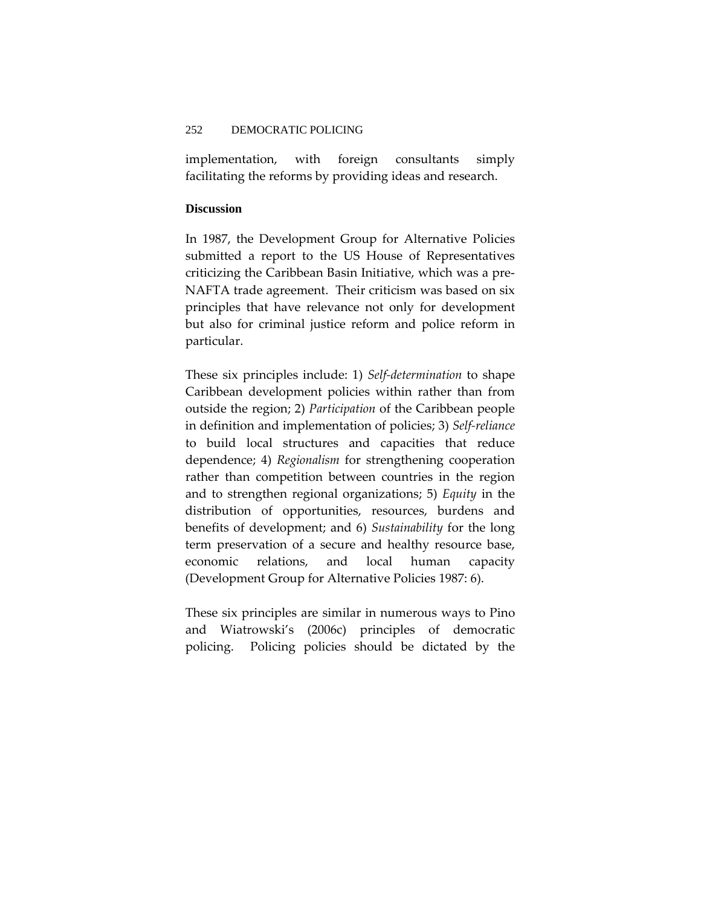implementation, with foreign consultants simply facilitating the reforms by providing ideas and research.

**Discussion**

In 1987, the Development Group for Alternative Policies submitted a report to the US House of Representatives criticizing the Caribbean Basin Initiative, which was a pre-NAFTA trade agreement. Their criticism was based on six principles that have relevance not only for development but also for criminal justice reform and police reform in particular.

These six principles include: 1) *Self-determination* to shape Caribbean development policies within rather than from outside the region; 2) *Participation* of the Caribbean people in definition and implementation of policies; 3) *Self-reliance* to build local structures and capacities that reduce dependence; 4) *Regionalism* for strengthening cooperation rather than competition between countries in the region and to strengthen regional organizations; 5) *Equity* in the distribution of opportunities, resources, burdens and benefits of development; and 6) *Sustainability* for the long term preservation of a secure and healthy resource base, economic relations, and local human capacity (Development Group for Alternative Policies 1987: 6).

These six principles are similar in numerous ways to Pino and Wiatrowski's (2006c) principles of democratic policing. Policing policies should be dictated by the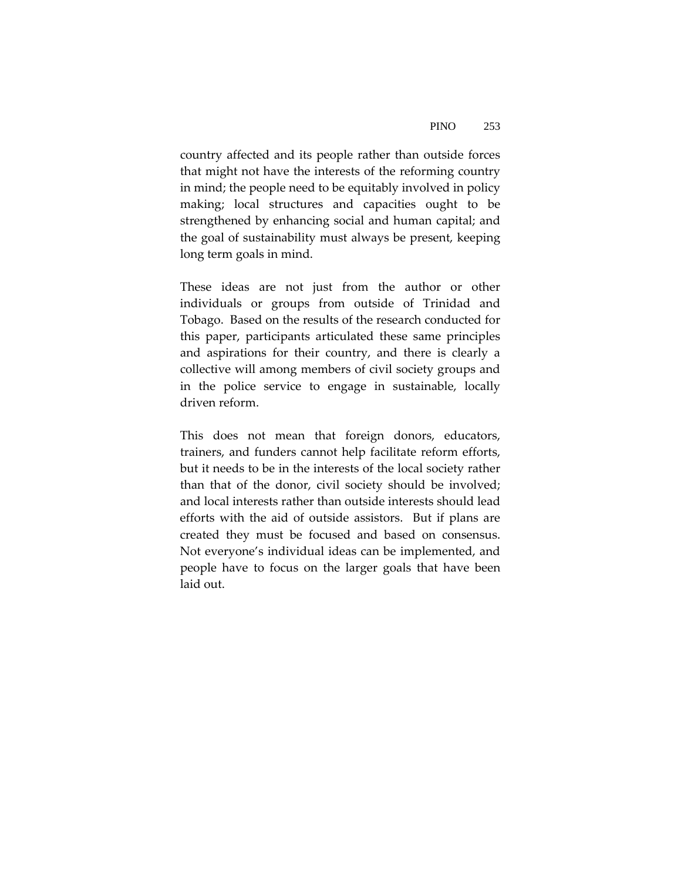country affected and its people rather than outside forces that might not have the interests of the reforming country in mind; the people need to be equitably involved in policy making; local structures and capacities ought to be strengthened by enhancing social and human capital; and the goal of sustainability must always be present, keeping long term goals in mind.

These ideas are not just from the author or other individuals or groups from outside of Trinidad and Tobago. Based on the results of the research conducted for this paper, participants articulated these same principles and aspirations for their country, and there is clearly a collective will among members of civil society groups and in the police service to engage in sustainable, locally driven reform.

This does not mean that foreign donors, educators, trainers, and funders cannot help facilitate reform efforts, but it needs to be in the interests of the local society rather than that of the donor, civil society should be involved; and local interests rather than outside interests should lead efforts with the aid of outside assistors. But if plans are created they must be focused and based on consensus. Not everyone's individual ideas can be implemented, and people have to focus on the larger goals that have been laid out.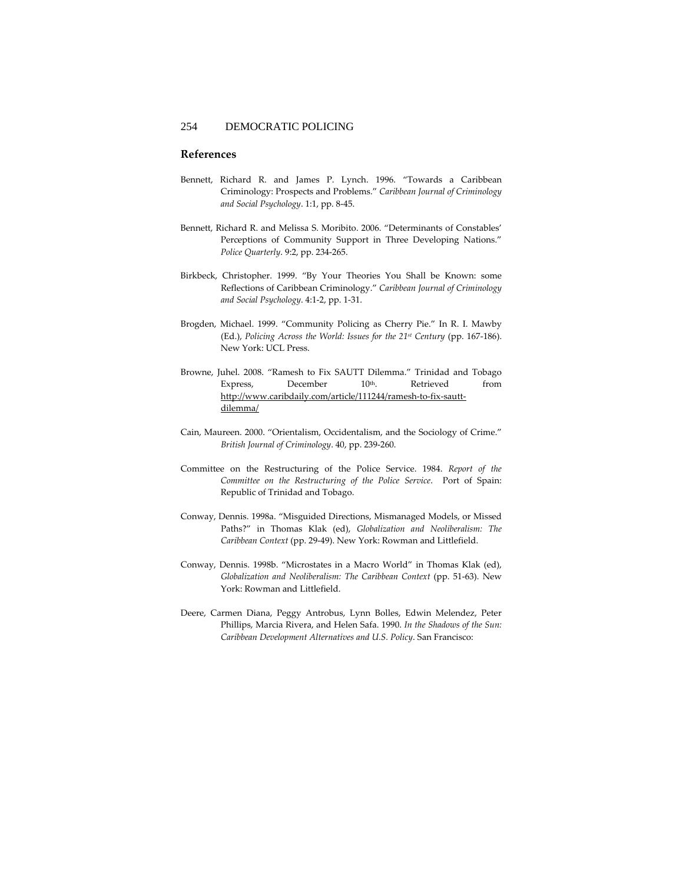## References

Bennett, Richard R. and James P. Lynch. 1996. "Towards a Caribbean Criminology: Prospects and Problems." *Caribbean Journal of Criminology and Social Psychology*. 1:1, pp. 8-45.

Bennett, Richard R. and Melissa S. Moribito. 2006. "Determinants of Constables' Perceptions of Community Support in Three Developing Nations." *Police Quarterly*. 9:2, pp. 234-265.

Birkbeck, Christopher. 1999. "By Your Theories You Shall be Known: some Reflections of Caribbean Criminology." *Caribbean Journal of Criminology and Social Psychology*. 4:1-2, pp. 1-31.

Brogden, Michael. 1999. "Community Policing as Cherry Pie." In R. I. Mawby (Ed.), *Policing Across the World: Issues for the 21st Century* (pp. 167-186). New York: UCL Press.

Browne, Juhel. 2008. "Ramesh to Fix SAUTT Dilemma." Trinidad and Tobago Express, December 10th. Retrieved from http://www.caribdaily.com/article/111244/ramesh-to-fix-sautt-dilemma/

Cain, Maureen. 2000. "Orientalism, Occidentalism, and the Sociology of Crime." *British Journal of Criminology*. 40, pp. 239-260.

Committee on the Restructuring of the Police Service. 1984. *Report of the Committee on the Restructuring of the Police Service*. Port of Spain: Republic of Trinidad and Tobago.

Conway, Dennis. 1998a. "Misguided Directions, Mismanaged Models, or Missed Paths?" in Thomas Klak (ed), *Globalization and Neoliberalism: The Caribbean Context* (pp. 29-49). New York: Rowman and Littlefield.

Conway, Dennis. 1998b. "Microstates in a Macro World" in Thomas Klak (ed), *Globalization and Neoliberalism: The Caribbean Context* (pp. 51-63). New York: Rowman and Littlefield.

Deere, Carmen Diana, Peggy Antrobus, Lynn Bolles, Edwin Melendez, Peter Phillips, Marcia Rivera, and Helen Safa. 1990. *In the Shadows of the Sun: Caribbean Development Alternatives and U.S. Policy*. San Francisco: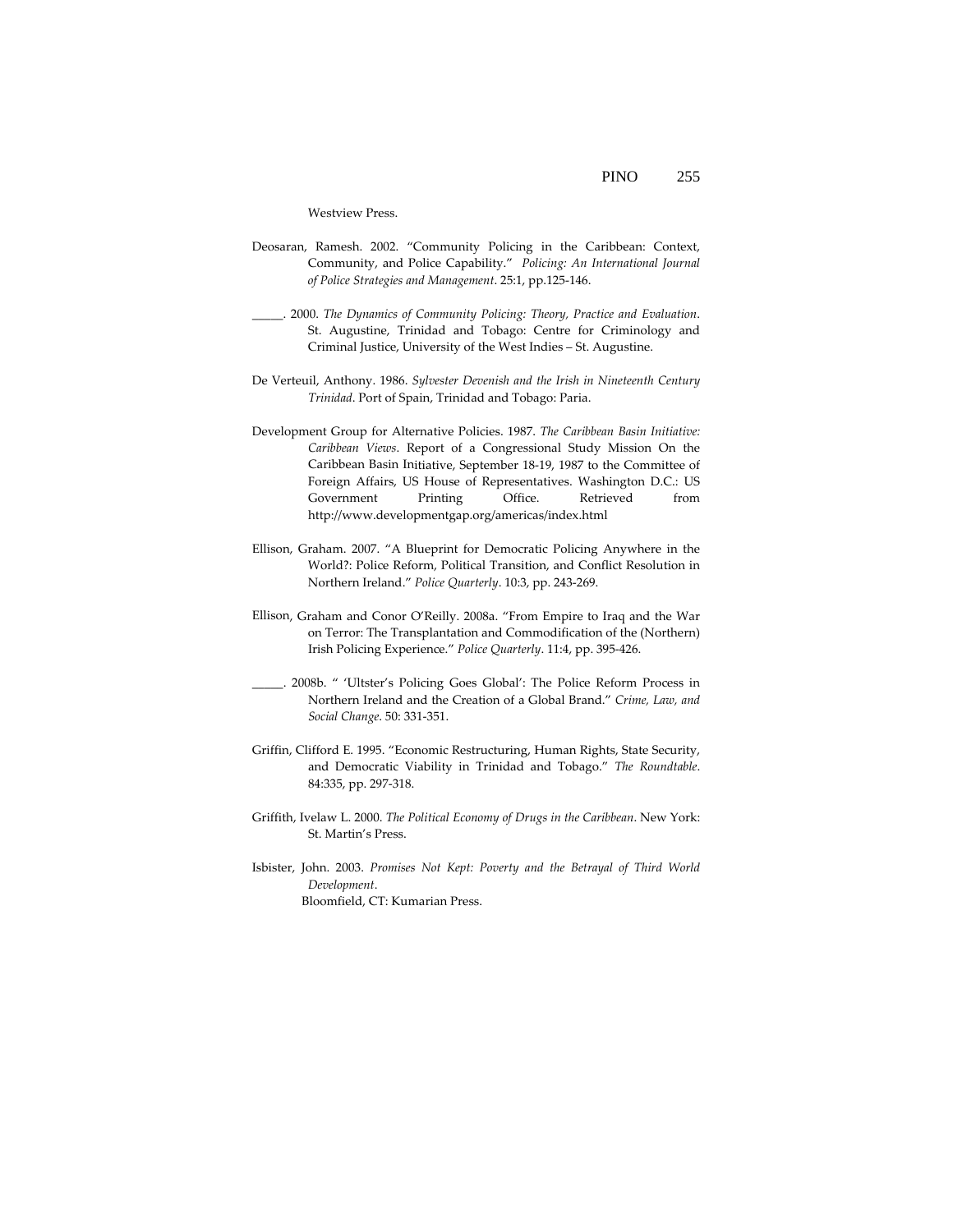Westview Press.

Deosaran, Ramesh. 2002. "Community Policing in the Caribbean: Context, Community, and Police Capability." *Policing: An International Journal of Police Strategies and Management*. 25:1, pp.125-146.

_____. 2000. *The Dynamics of Community Policing: Theory, Practice and Evaluation*. St. Augustine, Trinidad and Tobago: Centre for Criminology and Criminal Justice, University of the West Indies – St. Augustine.

De Verteuil, Anthony. 1986. *Sylvester Devenish and the Irish in Nineteenth Century Trinidad*. Port of Spain, Trinidad and Tobago: Paria.

Development Group for Alternative Policies. 1987. *The Caribbean Basin Initiative: Caribbean Views*. Report of a Congressional Study Mission On the Caribbean Basin Initiative, September 18-19, 1987 to the Committee of Foreign Affairs, US House of Representatives. Washington D.C.: US Government Printing Office. Retrieved from http://www.developmentgap.org/americas/index.html

Ellison, Graham. 2007. "A Blueprint for Democratic Policing Anywhere in the World?: Police Reform, Political Transition, and Conflict Resolution in Northern Ireland." *Police Quarterly*. 10:3, pp. 243-269.

Ellison, Graham and Conor O'Reilly. 2008a. "From Empire to Iraq and the War on Terror: The Transplantation and Commodification of the (Northern) Irish Policing Experience." *Police Quarterly*. 11:4, pp. 395-426.

_____. 2008b. " 'Ultster's Policing Goes Global': The Police Reform Process in Northern Ireland and the Creation of a Global Brand." *Crime, Law, and Social Change*. 50: 331-351.

Griffin, Clifford E. 1995. "Economic Restructuring, Human Rights, State Security, and Democratic Viability in Trinidad and Tobago." *The Roundtable*. 84:335, pp. 297-318.

Griffith, Ivelaw L. 2000. *The Political Economy of Drugs in the Caribbean*. New York: St. Martin's Press.

Isbister, John. 2003. *Promises Not Kept: Poverty and the Betrayal of Third World Development*. Bloomfield, CT: Kumarian Press.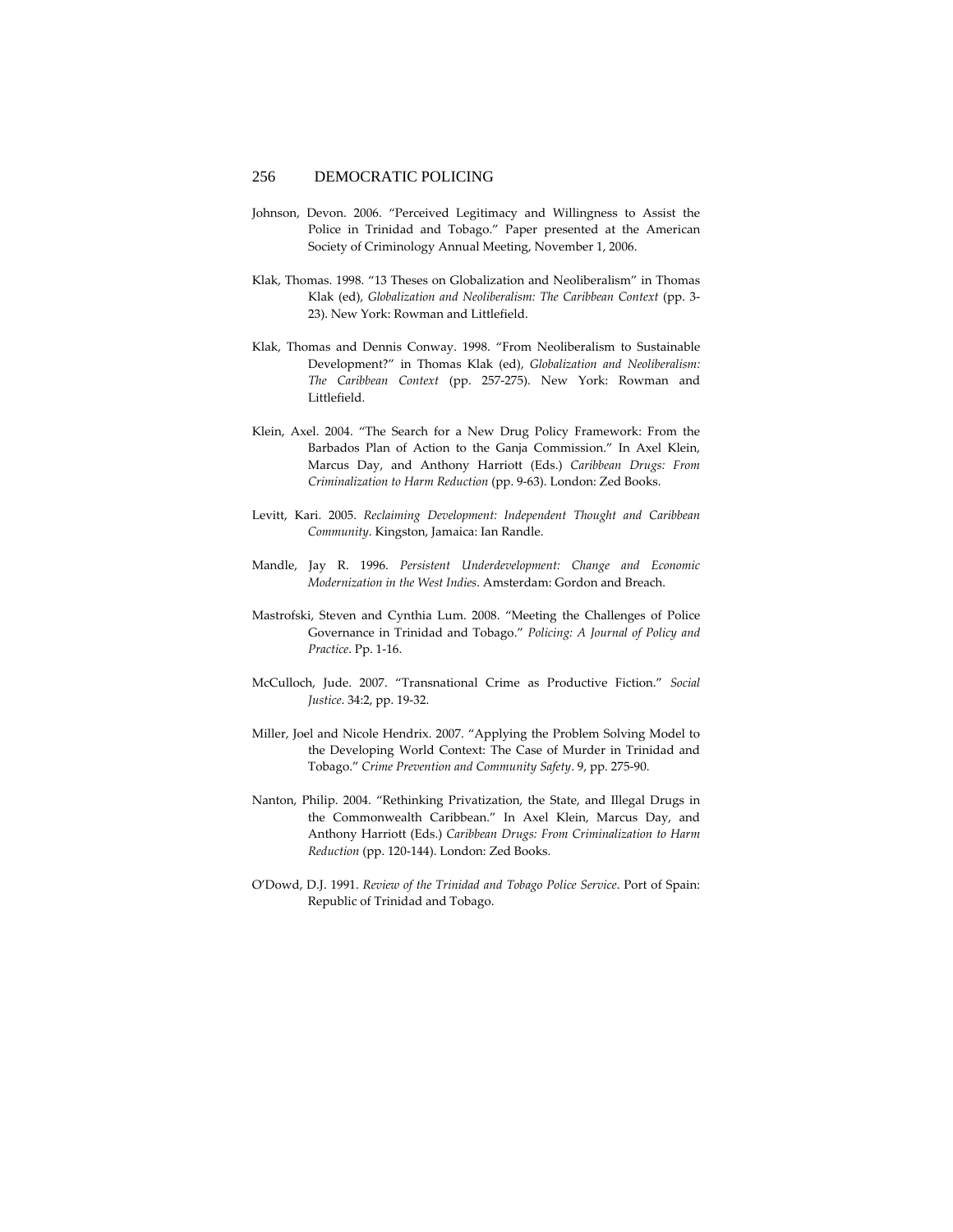Johnson, Devon. 2006. "Perceived Legitimacy and Willingness to Assist the Police in Trinidad and Tobago." Paper presented at the American Society of Criminology Annual Meeting, November 1, 2006.

Klak, Thomas. 1998. "13 Theses on Globalization and Neoliberalism" in Thomas Klak (ed), *Globalization and Neoliberalism: The Caribbean Context* (pp. 3-23). New York: Rowman and Littlefield.

Klak, Thomas and Dennis Conway. 1998. "From Neoliberalism to Sustainable Development?" in Thomas Klak (ed), *Globalization and Neoliberalism: The Caribbean Context* (pp. 257-275). New York: Rowman and Littlefield.

Klein, Axel. 2004. "The Search for a New Drug Policy Framework: From the Barbados Plan of Action to the Ganja Commission." In Axel Klein, Marcus Day, and Anthony Harriott (Eds.) *Caribbean Drugs: From Criminalization to Harm Reduction* (pp. 9-63). London: Zed Books.

Levitt, Kari. 2005. *Reclaiming Development: Independent Thought and Caribbean Community*. Kingston, Jamaica: Ian Randle.

Mandle, Jay R. 1996. *Persistent Underdevelopment: Change and Economic Modernization in the West Indies*. Amsterdam: Gordon and Breach.

Mastrofski, Steven and Cynthia Lum. 2008. "Meeting the Challenges of Police Governance in Trinidad and Tobago." *Policing: A Journal of Policy and Practice*. Pp. 1-16.

McCulloch, Jude. 2007. "Transnational Crime as Productive Fiction." *Social Justice*. 34:2, pp. 19-32.

Miller, Joel and Nicole Hendrix. 2007. "Applying the Problem Solving Model to the Developing World Context: The Case of Murder in Trinidad and Tobago." *Crime Prevention and Community Safety*. 9, pp. 275-90.

Nanton, Philip. 2004. "Rethinking Privatization, the State, and Illegal Drugs in the Commonwealth Caribbean." In Axel Klein, Marcus Day, and Anthony Harriott (Eds.) *Caribbean Drugs: From Criminalization to Harm Reduction* (pp. 120-144). London: Zed Books.

O'Dowd, D.J. 1991. *Review of the Trinidad and Tobago Police Service*. Port of Spain: Republic of Trinidad and Tobago.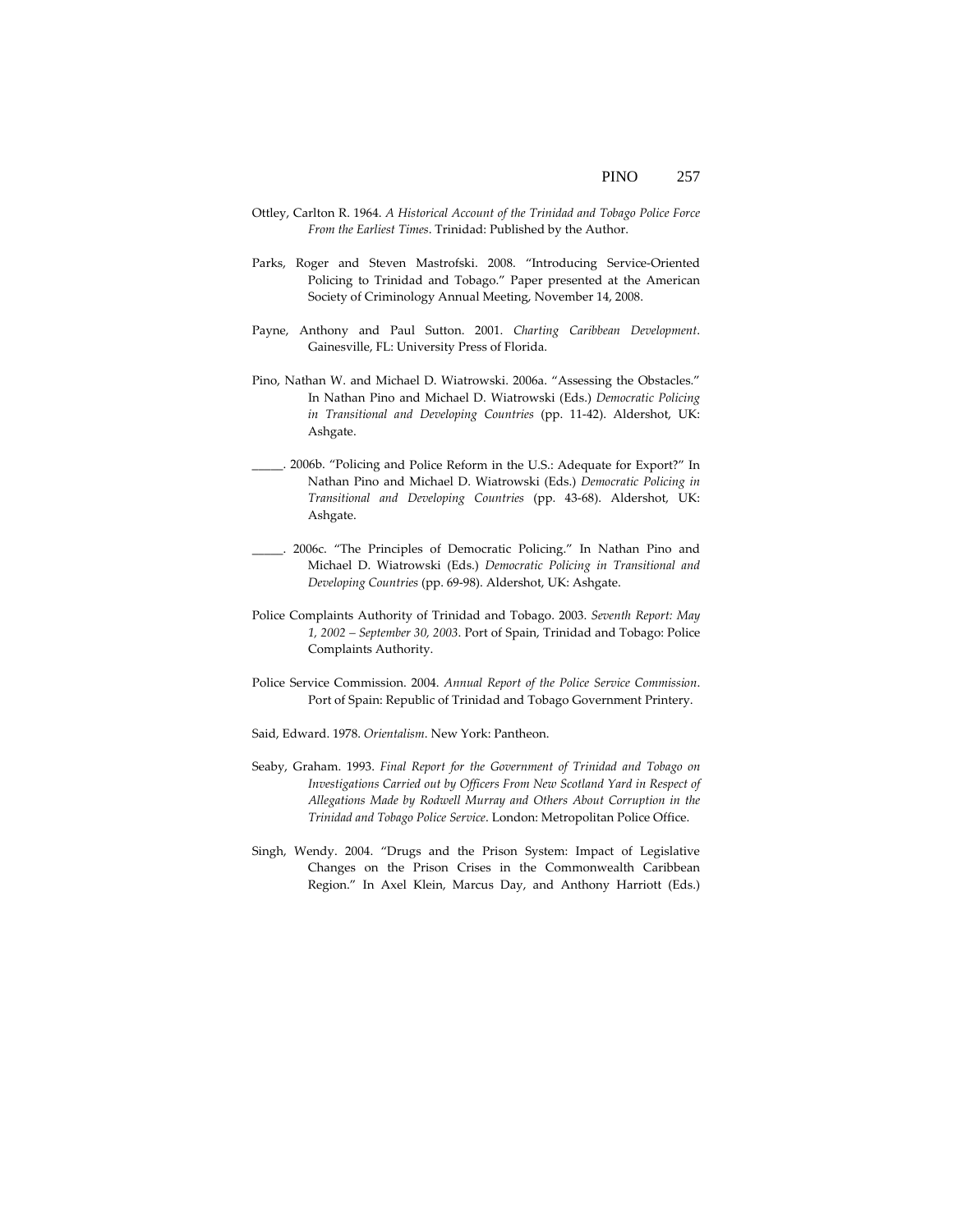Ottley, Carlton R. 1964. *A Historical Account of the Trinidad and Tobago Police Force From the Earliest Times*. Trinidad: Published by the Author.

Parks, Roger and Steven Mastrofski. 2008. "Introducing Service-Oriented Policing to Trinidad and Tobago." Paper presented at the American Society of Criminology Annual Meeting, November 14, 2008.

Payne, Anthony and Paul Sutton. 2001. *Charting Caribbean Development*. Gainesville, FL: University Press of Florida.

Pino, Nathan W. and Michael D. Wiatrowski. 2006a. "Assessing the Obstacles." In Nathan Pino and Michael D. Wiatrowski (Eds.) *Democratic Policing in Transitional and Developing Countries* (pp. 11-42). Aldershot, UK: Ashgate.

_____. 2006b. "Policing and Police Reform in the U.S.: Adequate for Export?" In Nathan Pino and Michael D. Wiatrowski (Eds.) *Democratic Policing in Transitional and Developing Countries* (pp. 43-68). Aldershot, UK: Ashgate.

_____. 2006c. "The Principles of Democratic Policing." In Nathan Pino and Michael D. Wiatrowski (Eds.) *Democratic Policing in Transitional and Developing Countries* (pp. 69-98). Aldershot, UK: Ashgate.

Police Complaints Authority of Trinidad and Tobago. 2003. *Seventh Report: May 1, 2002 – September 30, 2003*. Port of Spain, Trinidad and Tobago: Police Complaints Authority.

Police Service Commission. 2004. *Annual Report of the Police Service Commission*. Port of Spain: Republic of Trinidad and Tobago Government Printery.

Said, Edward. 1978. *Orientalism*. New York: Pantheon.

Seaby, Graham. 1993. *Final Report for the Government of Trinidad and Tobago on Investigations Carried out by Officers From New Scotland Yard in Respect of Allegations Made by Rodwell Murray and Others About Corruption in the Trinidad and Tobago Police Service*. London: Metropolitan Police Office.

Singh, Wendy. 2004. "Drugs and the Prison System: Impact of Legislative Changes on the Prison Crises in the Commonwealth Caribbean Region." In Axel Klein, Marcus Day, and Anthony Harriott (Eds.)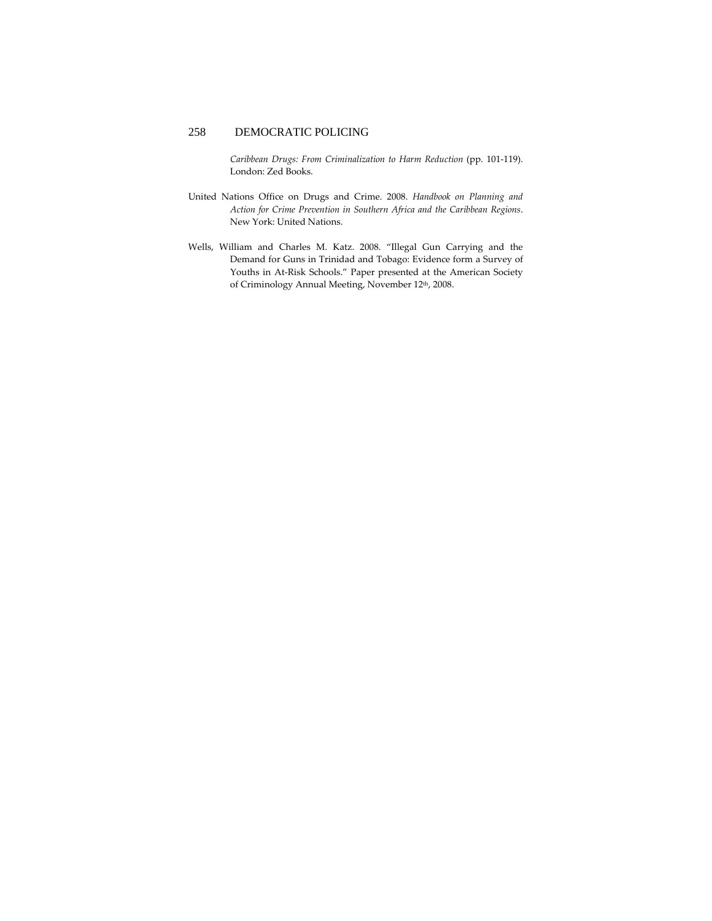*Caribbean Drugs: From Criminalization to Harm Reduction* (pp. 101-119). London: Zed Books.

United Nations Office on Drugs and Crime. 2008. *Handbook on Planning and Action for Crime Prevention in Southern Africa and the Caribbean Regions*. New York: United Nations.

Wells, William and Charles M. Katz. 2008. "Illegal Gun Carrying and the Demand for Guns in Trinidad and Tobago: Evidence form a Survey of Youths in At-Risk Schools." Paper presented at the American Society of Criminology Annual Meeting, November 12th, 2008.